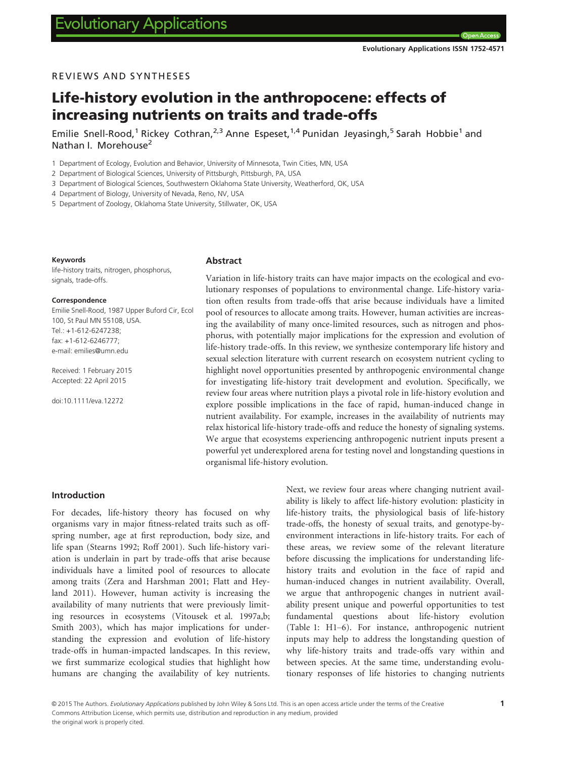REVIEWS AND SYNTHESES

# Life-history evolution in the anthropocene: effects of increasing nutrients on traits and trade-offs

Emilie Snell-Rood,[1] Rickey Cothran,[2,3] Anne Espeset,[1,4] Punidan Jeyasingh,[5] Sarah Hobbie[1] and Nathan I. Morehouse[2]

1 Department of Ecology, Evolution and Behavior, University of Minnesota, Twin Cities, MN, USA

2 Department of Biological Sciences, University of Pittsburgh, Pittsburgh, PA, USA

3 Department of Biological Sciences, Southwestern Oklahoma State University, Weatherford, OK, USA

4 Department of Biology, University of Nevada, Reno, NV, USA

5 Department of Zoology, Oklahoma State University, Stillwater, OK, USA

**Keywords**

life-history traits, nitrogen, phosphorus, signals, trade-offs.

**Correspondence**

Emilie Snell-Rood, 1987 Upper Buford Cir, Ecol 100, St Paul MN 55108, USA.
Tel.: +1-612-6247238;
fax: +1-612-6246777;
e-mail: emilies@umn.edu

Received: 1 February 2015
Accepted: 22 April 2015

doi:10.1111/eva.12272

## Abstract

Variation in life-history traits can have major impacts on the ecological and evolutionary responses of populations to environmental change. Life-history variation often results from trade-offs that arise because individuals have a limited pool of resources to allocate among traits. However, human activities are increasing the availability of many once-limited resources, such as nitrogen and phosphorus, with potentially major implications for the expression and evolution of life-history trade-offs. In this review, we synthesize contemporary life history and sexual selection literature with current research on ecosystem nutrient cycling to highlight novel opportunities presented by anthropogenic environmental change for investigating life-history trait development and evolution. Specifically, we review four areas where nutrition plays a pivotal role in life-history evolution and explore possible implications in the face of rapid, human-induced change in nutrient availability. For example, increases in the availability of nutrients may relax historical life-history trade-offs and reduce the honesty of signaling systems. We argue that ecosystems experiencing anthropogenic nutrient inputs present a powerful yet underexplored arena for testing novel and longstanding questions in organismal life-history evolution.

## Introduction

For decades, life-history theory has focused on why organisms vary in major fitness-related traits such as offspring number, age at first reproduction, body size, and life span (Stearns 1992; Roff 2001). Such life-history variation is underlain in part by trade-offs that arise because individuals have a limited pool of resources to allocate among traits (Zera and Harshman 2001; Flatt and Heyland 2011). However, human activity is increasing the availability of many nutrients that were previously limiting resources in ecosystems (Vitousek et al. 1997a,b; Smith 2003), which has major implications for understanding the expression and evolution of life-history trade-offs in human-impacted landscapes. In this review, we first summarize ecological studies that highlight how humans are changing the availability of key nutrients. Next, we review four areas where changing nutrient availability is likely to affect life-history evolution: plasticity in life-history traits, the physiological basis of life-history trade-offs, the honesty of sexual traits, and genotype-by-environment interactions in life-history traits. For each of these areas, we review some of the relevant literature before discussing the implications for understanding life-history traits and evolution in the face of rapid and human-induced changes in nutrient availability. Overall, we argue that anthropogenic changes in nutrient availability present unique and powerful opportunities to test fundamental questions about life-history evolution (Table 1: H1–6). For instance, anthropogenic nutrient inputs may help to address the longstanding question of why life-history traits and trade-offs vary within and between species. At the same time, understanding evolutionary responses of life histories to changing nutrients

© 2015 The Authors. *Evolutionary Applications* published by John Wiley & Sons Ltd. This is an open access article under the terms of the Creative Commons Attribution License, which permits use, distribution and reproduction in any medium, provided the original work is properly cited.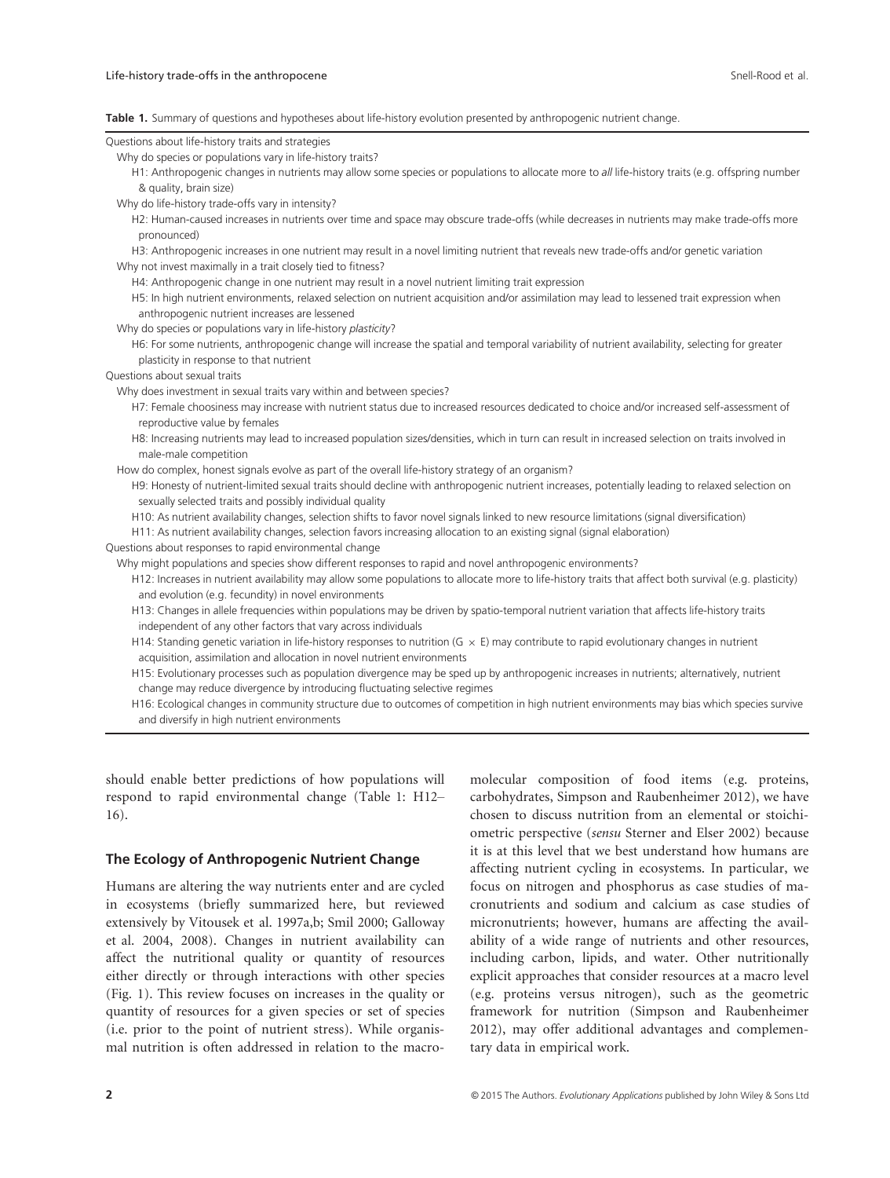**Table 1.** Summary of questions and hypotheses about life-history evolution presented by anthropogenic nutrient change.

| |
|---|
| Questions about life-history traits and strategies |
| Why do species or populations vary in life-history traits? |
| H1: Anthropogenic changes in nutrients may allow some species or populations to allocate more to *all* life-history traits (e.g. offspring number & quality, brain size) |
| Why do life-history trade-offs vary in intensity? |
| H2: Human-caused increases in nutrients over time and space may obscure trade-offs (while decreases in nutrients may make trade-offs more pronounced) |
| H3: Anthropogenic increases in one nutrient may result in a novel limiting nutrient that reveals new trade-offs and/or genetic variation |
| Why not invest maximally in a trait closely tied to fitness? |
| H4: Anthropogenic change in one nutrient may result in a novel nutrient limiting trait expression |
| H5: In high nutrient environments, relaxed selection on nutrient acquisition and/or assimilation may lead to lessened trait expression when anthropogenic nutrient increases are lessened |
| Why do species or populations vary in life-history *plasticity*? |
| H6: For some nutrients, anthropogenic change will increase the spatial and temporal variability of nutrient availability, selecting for greater plasticity in response to that nutrient |
| Questions about sexual traits |
| Why does investment in sexual traits vary within and between species? |
| H7: Female choosiness may increase with nutrient status due to increased resources dedicated to choice and/or increased self-assessment of reproductive value by females |
| H8: Increasing nutrients may lead to increased population sizes/densities, which in turn can result in increased selection on traits involved in male-male competition |
| How do complex, honest signals evolve as part of the overall life-history strategy of an organism? |
| H9: Honesty of nutrient-limited sexual traits should decline with anthropogenic nutrient increases, potentially leading to relaxed selection on sexually selected traits and possibly individual quality |
| H10: As nutrient availability changes, selection shifts to favor novel signals linked to new resource limitations (signal diversification) |
| H11: As nutrient availability changes, selection favors increasing allocation to an existing signal (signal elaboration) |
| Questions about responses to rapid environmental change |
| Why might populations and species show different responses to rapid and novel anthropogenic environments? |
| H12: Increases in nutrient availability may allow some populations to allocate more to life-history traits that affect both survival (e.g. plasticity) and evolution (e.g. fecundity) in novel environments |
| H13: Changes in allele frequencies within populations may be driven by spatio-temporal nutrient variation that affects life-history traits independent of any other factors that vary across individuals |
| H14: Standing genetic variation in life-history responses to nutrition ($G \times E$) may contribute to rapid evolutionary changes in nutrient acquisition, assimilation and allocation in novel nutrient environments |
| H15: Evolutionary processes such as population divergence may be sped up by anthropogenic increases in nutrients; alternatively, nutrient change may reduce divergence by introducing fluctuating selective regimes |
| H16: Ecological changes in community structure due to outcomes of competition in high nutrient environments may bias which species survive and diversify in high nutrient environments |

should enable better predictions of how populations will respond to rapid environmental change (Table 1: H12–16).

## The Ecology of Anthropogenic Nutrient Change

Humans are altering the way nutrients enter and are cycled in ecosystems (briefly summarized here, but reviewed extensively by Vitousek et al. 1997a,b; Smil 2000; Galloway et al. 2004, 2008). Changes in nutrient availability can affect the nutritional quality or quantity of resources either directly or through interactions with other species (Fig. 1). This review focuses on increases in the quality or quantity of resources for a given species or set of species (i.e. prior to the point of nutrient stress). While organismal nutrition is often addressed in relation to the macromolecular composition of food items (e.g. proteins, carbohydrates, Simpson and Raubenheimer 2012), we have chosen to discuss nutrition from an elemental or stoichiometric perspective (*sensu* Sterner and Elser 2002) because it is at this level that we best understand how humans are affecting nutrient cycling in ecosystems. In particular, we focus on nitrogen and phosphorus as case studies of macronutrients and sodium and calcium as case studies of micronutrients; however, humans are affecting the availability of a wide range of nutrients and other resources, including carbon, lipids, and water. Other nutritionally explicit approaches that consider resources at a macro level (e.g. proteins versus nitrogen), such as the geometric framework for nutrition (Simpson and Raubenheimer 2012), may offer additional advantages and complementary data in empirical work.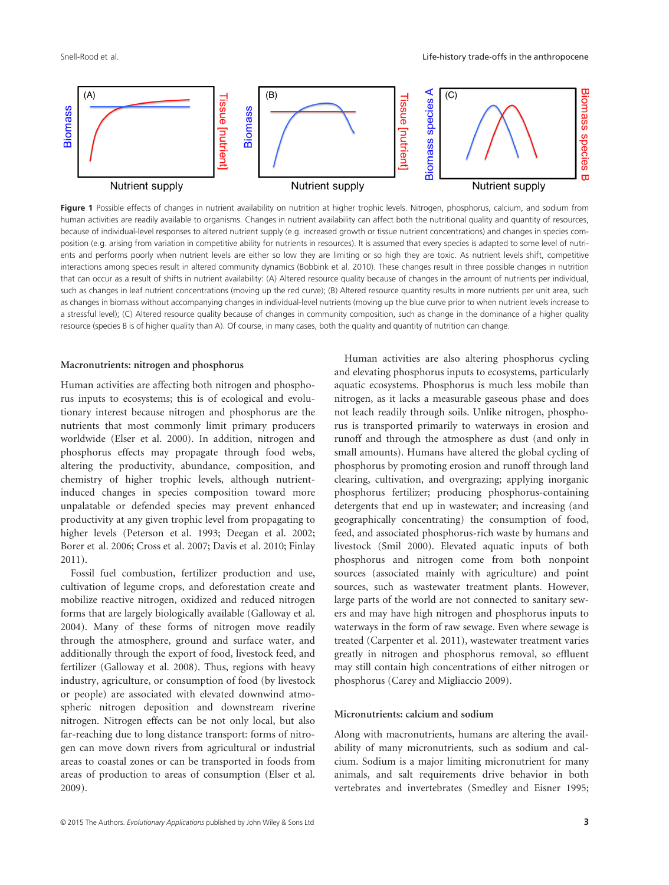(A)

Biomass

Tissue [nutrient]

Nutrient supply

(B)

Biomass

Tissue [nutrient]

Nutrient supply

(C)

Biomass species A

Biomass species B

Nutrient supply

**Figure 1** Possible effects of changes in nutrient availability on nutrition at higher trophic levels. Nitrogen, phosphorus, calcium, and sodium from human activities are readily available to organisms. Changes in nutrient availability can affect both the nutritional quality and quantity of resources, because of individual-level responses to altered nutrient supply (e.g. increased growth or tissue nutrient concentrations) and changes in species composition (e.g. arising from variation in competitive ability for nutrients in resources). It is assumed that every species is adapted to some level of nutrients and performs poorly when nutrient levels are either so low they are limiting or so high they are toxic. As nutrient levels shift, competitive interactions among species result in altered community dynamics (Bobbink et al. 2010). These changes result in three possible changes in nutrition that can occur as a result of shifts in nutrient availability: (A) Altered resource quality because of changes in the amount of nutrients per individual, such as changes in leaf nutrient concentrations (moving up the red curve); (B) Altered resource quantity results in more nutrients per unit area, such as changes in biomass without accompanying changes in individual-level nutrients (moving up the blue curve prior to when nutrient levels increase to a stressful level); (C) Altered resource quality because of changes in community composition, such as change in the dominance of a higher quality resource (species B is of higher quality than A). Of course, in many cases, both the quality and quantity of nutrition can change.

### Macronutrients: nitrogen and phosphorus

Human activities are affecting both nitrogen and phosphorus inputs to ecosystems; this is of ecological and evolutionary interest because nitrogen and phosphorus are the nutrients that most commonly limit primary producers worldwide (Elser et al. 2000). In addition, nitrogen and phosphorus effects may propagate through food webs, altering the productivity, abundance, composition, and chemistry of higher trophic levels, although nutrient-induced changes in species composition toward more unpalatable or defended species may prevent enhanced productivity at any given trophic level from propagating to higher levels (Peterson et al. 1993; Deegan et al. 2002; Borer et al. 2006; Cross et al. 2007; Davis et al. 2010; Finlay 2011).

Fossil fuel combustion, fertilizer production and use, cultivation of legume crops, and deforestation create and mobilize reactive nitrogen, oxidized and reduced nitrogen forms that are largely biologically available (Galloway et al. 2004). Many of these forms of nitrogen move readily through the atmosphere, ground and surface water, and additionally through the export of food, livestock feed, and fertilizer (Galloway et al. 2008). Thus, regions with heavy industry, agriculture, or consumption of food (by livestock or people) are associated with elevated downwind atmospheric nitrogen deposition and downstream riverine nitrogen. Nitrogen effects can be not only local, but also far-reaching due to long distance transport: forms of nitrogen can move down rivers from agricultural or industrial areas to coastal zones or can be transported in foods from areas of production to areas of consumption (Elser et al. 2009).

Human activities are also altering phosphorus cycling and elevating phosphorus inputs to ecosystems, particularly aquatic ecosystems. Phosphorus is much less mobile than nitrogen, as it lacks a measurable gaseous phase and does not leach readily through soils. Unlike nitrogen, phosphorus is transported primarily to waterways in erosion and runoff and through the atmosphere as dust (and only in small amounts). Humans have altered the global cycling of phosphorus by promoting erosion and runoff through land clearing, cultivation, and overgrazing; applying inorganic phosphorus fertilizer; producing phosphorus-containing detergents that end up in wastewater; and increasing (and geographically concentrating) the consumption of food, feed, and associated phosphorus-rich waste by humans and livestock (Smil 2000). Elevated aquatic inputs of both phosphorus and nitrogen come from both nonpoint sources (associated mainly with agriculture) and point sources, such as wastewater treatment plants. However, large parts of the world are not connected to sanitary sewers and may have high nitrogen and phosphorus inputs to waterways in the form of raw sewage. Even where sewage is treated (Carpenter et al. 2011), wastewater treatment varies greatly in nitrogen and phosphorus removal, so effluent may still contain high concentrations of either nitrogen or phosphorus (Carey and Migliaccio 2009).

### Micronutrients: calcium and sodium

Along with macronutrients, humans are altering the availability of many micronutrients, such as sodium and calcium. Sodium is a major limiting micronutrient for many animals, and salt requirements drive behavior in both vertebrates and invertebrates (Smedley and Eisner 1995;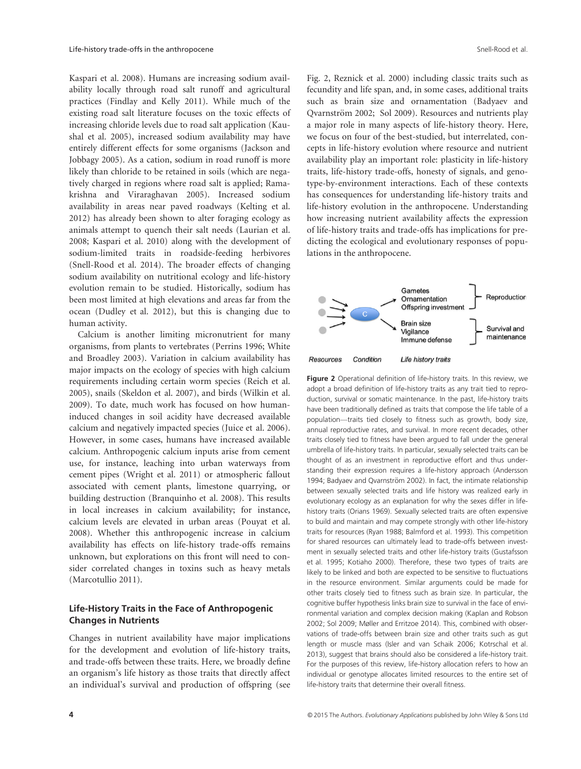Kaspari et al. 2008). Humans are increasing sodium availability locally through road salt runoff and agricultural practices (Findlay and Kelly 2011). While much of the existing road salt literature focuses on the toxic effects of increasing chloride levels due to road salt application (Kaushal et al. 2005), increased sodium availability may have entirely different effects for some organisms (Jackson and Jobbagy 2005). As a cation, sodium in road runoff is more likely than chloride to be retained in soils (which are negatively charged in regions where road salt is applied; Ramakrishna and Viraraghavan 2005). Increased sodium availability in areas near paved roadways (Kelting et al. 2012) has already been shown to alter foraging ecology as animals attempt to quench their salt needs (Laurian et al. 2008; Kaspari et al. 2010) along with the development of sodium-limited traits in roadside-feeding herbivores (Snell-Rood et al. 2014). The broader effects of changing sodium availability on nutritional ecology and life-history evolution remain to be studied. Historically, sodium has been most limited at high elevations and areas far from the ocean (Dudley et al. 2012), but this is changing due to human activity.

Calcium is another limiting micronutrient for many organisms, from plants to vertebrates (Perrins 1996; White and Broadley 2003). Variation in calcium availability has major impacts on the ecology of species with high calcium requirements including certain worm species (Reich et al. 2005), snails (Skeldon et al. 2007), and birds (Wilkin et al. 2009). To date, much work has focused on how human-induced changes in soil acidity have decreased available calcium and negatively impacted species (Juice et al. 2006). However, in some cases, humans have increased available calcium. Anthropogenic calcium inputs arise from cement use, for instance, leaching into urban waterways from cement pipes (Wright et al. 2011) or atmospheric fallout associated with cement plants, limestone quarrying, or building destruction (Branquinho et al. 2008). This results in local increases in calcium availability; for instance, calcium levels are elevated in urban areas (Pouyat et al. 2008). Whether this anthropogenic increase in calcium availability has effects on life-history trade-offs remains unknown, but explorations on this front will need to consider correlated changes in toxins such as heavy metals (Marcotullio 2011).

## Life-History Traits in the Face of Anthropogenic Changes in Nutrients

Changes in nutrient availability have major implications for the development and evolution of life-history traits, and trade-offs between these traits. Here, we broadly define an organism's life history as those traits that directly affect an individual's survival and production of offspring (see Fig. 2, Reznick et al. 2000) including classic traits such as fecundity and life span, and, in some cases, additional traits such as brain size and ornamentation (Badyaev and Qvarnström 2002; Sol 2009). Resources and nutrients play a major role in many aspects of life-history theory. Here, we focus on four of the best-studied, but interrelated, concepts in life-history evolution where resource and nutrient availability play an important role: plasticity in life-history traits, life-history trade-offs, honesty of signals, and genotype-by-environment interactions. Each of these contexts has consequences for understanding life-history traits and life-history evolution in the anthropocene. Understanding how increasing nutrient availability affects the expression of life-history traits and trade-offs has implications for predicting the ecological and evolutionary responses of populations in the anthropocene.

Resources | Condition | Life history traits

C → Gametes, Ornamentation, Offspring investment → Reproduction

C → Brain size, Vigilance, Immune defense → Survival and maintenance

**Figure 2** Operational definition of life-history traits. In this review, we adopt a broad definition of life-history traits as any trait tied to reproduction, survival or somatic maintenance. In the past, life-history traits have been traditionally defined as traits that compose the life table of a population—traits tied closely to fitness such as growth, body size, annual reproductive rates, and survival. In more recent decades, other traits closely tied to fitness have been argued to fall under the general umbrella of life-history traits. In particular, sexually selected traits can be thought of as an investment in reproductive effort and thus understanding their expression requires a life-history approach (Andersson 1994; Badyaev and Qvarnström 2002). In fact, the intimate relationship between sexually selected traits and life history was realized early in evolutionary ecology as an explanation for why the sexes differ in life-history traits (Orians 1969). Sexually selected traits are often expensive to build and maintain and may compete strongly with other life-history traits for resources (Ryan 1988; Balmford et al. 1993). This competition for shared resources can ultimately lead to trade-offs between investment in sexually selected traits and other life-history traits (Gustafsson et al. 1995; Kotiaho 2000). Therefore, these two types of traits are likely to be linked and both are expected to be sensitive to fluctuations in the resource environment. Similar arguments could be made for other traits closely tied to fitness such as brain size. In particular, the cognitive buffer hypothesis links brain size to survival in the face of environmental variation and complex decision making (Kaplan and Robson 2002; Sol 2009; Møller and Erritzoe 2014). This, combined with observations of trade-offs between brain size and other traits such as gut length or muscle mass (Isler and van Schaik 2006; Kotrschal et al. 2013), suggest that brains should also be considered a life-history trait. For the purposes of this review, life-history allocation refers to how an individual or genotype allocates limited resources to the entire set of life-history traits that determine their overall fitness.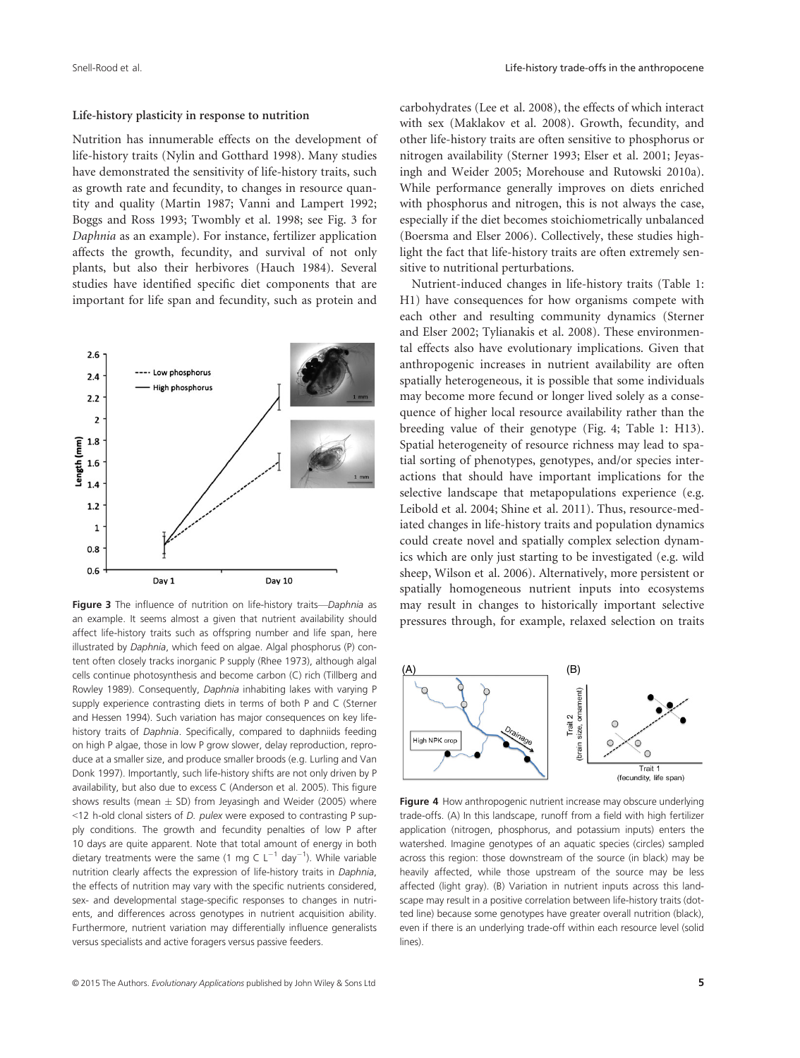### Life-history plasticity in response to nutrition

Nutrition has innumerable effects on the development of life-history traits (Nylin and Gotthard 1998). Many studies have demonstrated the sensitivity of life-history traits, such as growth rate and fecundity, to changes in resource quantity and quality (Martin 1987; Vanni and Lampert 1992; Boggs and Ross 1993; Twombly et al. 1998; see Fig. 3 for *Daphnia* as an example). For instance, fertilizer application affects the growth, fecundity, and survival of not only plants, but also their herbivores (Hauch 1984). Several studies have identified specific diet components that are important for life span and fecundity, such as protein and carbohydrates (Lee et al. 2008), the effects of which interact with sex (Maklakov et al. 2008). Growth, fecundity, and other life-history traits are often sensitive to phosphorus or nitrogen availability (Sterner 1993; Elser et al. 2001; Jeyasingh and Weider 2005; Morehouse and Rutowski 2010a). While performance generally improves on diets enriched with phosphorus and nitrogen, this is not always the case, especially if the diet becomes stoichiometrically unbalanced (Boersma and Elser 2006). Collectively, these studies highlight the fact that life-history traits are often extremely sensitive to nutritional perturbations.

**Figure 3** The influence of nutrition on life-history traits—*Daphnia* as an example. It seems almost a given that nutrient availability should affect life-history traits such as offspring number and life span, here illustrated by *Daphnia*, which feed on algae. Algal phosphorus (P) content often closely tracks inorganic P supply (Rhee 1973), although algal cells continue photosynthesis and become carbon (C) rich (Tillberg and Rowley 1989). Consequently, *Daphnia* inhabiting lakes with varying P supply experience contrasting diets in terms of both P and C (Sterner and Hessen 1994). Such variation has major consequences on key life-history traits of *Daphnia*. Specifically, compared to daphniids feeding on high P algae, those in low P grow slower, delay reproduction, reproduce at a smaller size, and produce smaller broods (e.g. Lurling and Van Donk 1997). Importantly, such life-history shifts are not only driven by P availability, but also due to excess C (Anderson et al. 2005). This figure shows results (mean ± SD) from Jeyasingh and Weider (2005) where <12 h-old clonal sisters of *D. pulex* were exposed to contrasting P supply conditions. The growth and fecundity penalties of low P after 10 days are quite apparent. Note that total amount of energy in both dietary treatments were the same (1 mg C $L^{-1}$ $day^{-1}$). While variable nutrition clearly affects the expression of life-history traits in *Daphnia*, the effects of nutrition may vary with the specific nutrients considered, sex- and developmental stage-specific responses to changes in nutrients, and differences across genotypes in nutrient acquisition ability. Furthermore, nutrient variation may differentially influence generalists versus specialists and active foragers versus passive feeders.

Nutrient-induced changes in life-history traits (Table 1: H1) have consequences for how organisms compete with each other and resulting community dynamics (Sterner and Elser 2002; Tylianakis et al. 2008). These environmental effects also have evolutionary implications. Given that anthropogenic increases in nutrient availability are often spatially heterogeneous, it is possible that some individuals may become more fecund or longer lived solely as a consequence of higher local resource availability rather than the breeding value of their genotype (Fig. 4; Table 1: H13). Spatial heterogeneity of resource richness may lead to spatial sorting of phenotypes, genotypes, and/or species interactions that should have important implications for the selective landscape that metapopulations experience (e.g. Leibold et al. 2004; Shine et al. 2011). Thus, resource-mediated changes in life-history traits and population dynamics could create novel and spatially complex selection dynamics which are only just starting to be investigated (e.g. wild sheep, Wilson et al. 2006). Alternatively, more persistent or spatially homogeneous nutrient inputs into ecosystems may result in changes to historically important selective pressures through, for example, relaxed selection on traits

**Figure 4** How anthropogenic nutrient increase may obscure underlying trade-offs. (A) In this landscape, runoff from a field with high fertilizer application (nitrogen, phosphorus, and potassium inputs) enters the watershed. Imagine genotypes of an aquatic species (circles) sampled across this region: those downstream of the source (in black) may be heavily affected, while those upstream of the source may be less affected (light gray). (B) Variation in nutrient inputs across this landscape may result in a positive correlation between life-history traits (dotted line) because some genotypes have greater overall nutrition (black), even if there is an underlying trade-off within each resource level (solid lines).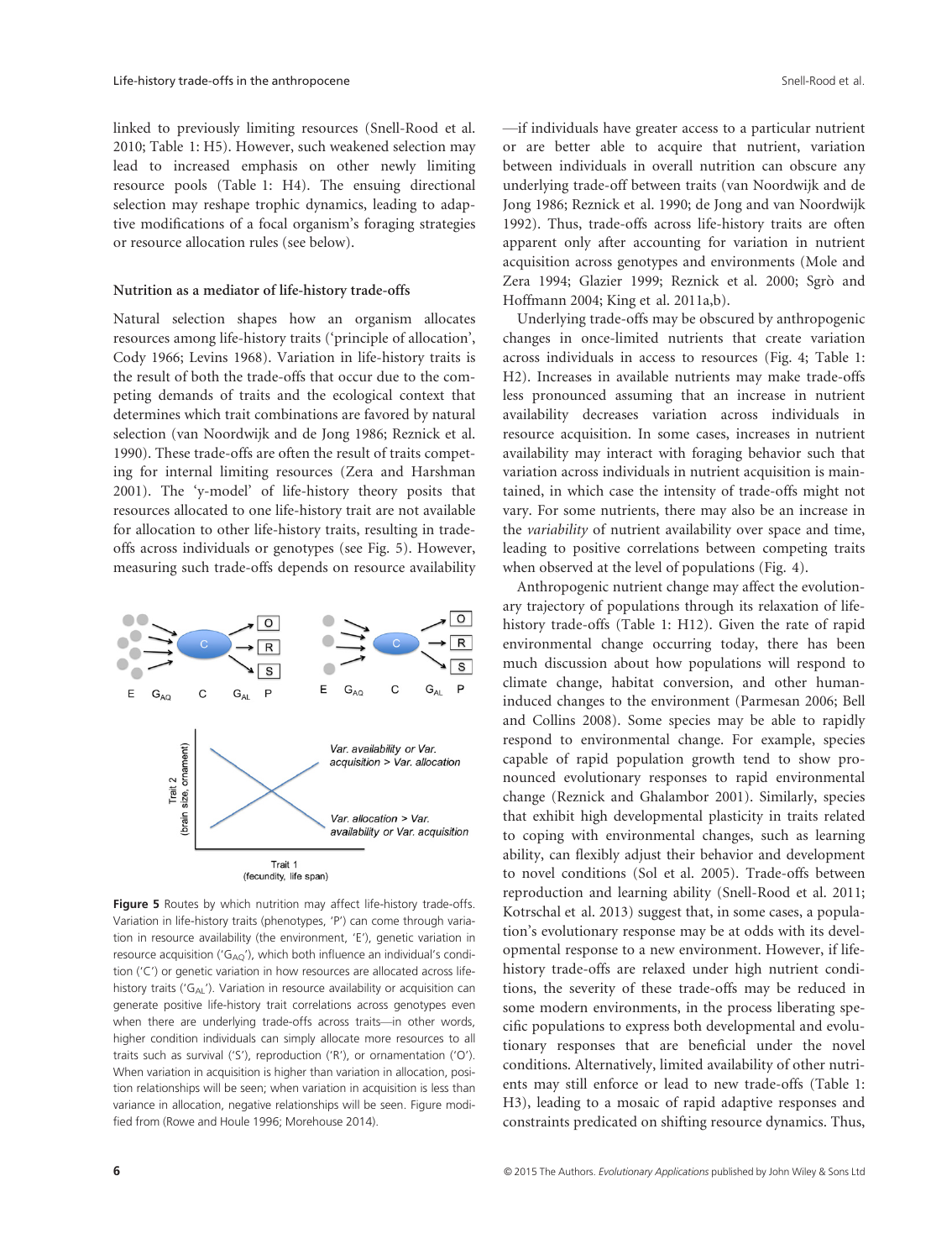linked to previously limiting resources (Snell-Rood et al. 2010; Table 1: H5). However, such weakened selection may lead to increased emphasis on other newly limiting resource pools (Table 1: H4). The ensuing directional selection may reshape trophic dynamics, leading to adaptive modifications of a focal organism's foraging strategies or resource allocation rules (see below).

### Nutrition as a mediator of life-history trade-offs

Natural selection shapes how an organism allocates resources among life-history traits ('principle of allocation', Cody 1966; Levins 1968). Variation in life-history traits is the result of both the trade-offs that occur due to the competing demands of traits and the ecological context that determines which trait combinations are favored by natural selection (van Noordwijk and de Jong 1986; Reznick et al. 1990). These trade-offs are often the result of traits competing for internal limiting resources (Zera and Harshman 2001). The 'y-model' of life-history theory posits that resources allocated to one life-history trait are not available for allocation to other life-history traits, resulting in trade-offs across individuals or genotypes (see Fig. 5). However, measuring such trade-offs depends on resource availability —if individuals have greater access to a particular nutrient or are better able to acquire that nutrient, variation between individuals in overall nutrition can obscure any underlying trade-off between traits (van Noordwijk and de Jong 1986; Reznick et al. 1990; de Jong and van Noordwijk 1992). Thus, trade-offs across life-history traits are often apparent only after accounting for variation in nutrient acquisition across genotypes and environments (Mole and Zera 1994; Glazier 1999; Reznick et al. 2000; Sgrò and Hoffmann 2004; King et al. 2011a,b).

Figure 5 Routes by which nutrition may affect life-history trade-offs. Variation in life-history traits (phenotypes, 'P') can come through variation in resource availability (the environment, 'E'), genetic variation in resource acquisition ('$G_{AQ}$'), which both influence an individual's condition ('C') or genetic variation in how resources are allocated across life-history traits ('$G_{AL}$'). Variation in resource availability or acquisition can generate positive life-history trait correlations across genotypes even when there are underlying trade-offs across traits—in other words, higher condition individuals can simply allocate more resources to all traits such as survival ('S'), reproduction ('R'), or ornamentation ('O'). When variation in acquisition is higher than variation in allocation, position relationships will be seen; when variation in acquisition is less than variance in allocation, negative relationships will be seen. Figure modified from (Rowe and Houle 1996; Morehouse 2014).

Underlying trade-offs may be obscured by anthropogenic changes in once-limited nutrients that create variation across individuals in access to resources (Fig. 4; Table 1: H2). Increases in available nutrients may make trade-offs less pronounced assuming that an increase in nutrient availability decreases variation across individuals in resource acquisition. In some cases, increases in nutrient availability may interact with foraging behavior such that variation across individuals in nutrient acquisition is maintained, in which case the intensity of trade-offs might not vary. For some nutrients, there may also be an increase in the *variability* of nutrient availability over space and time, leading to positive correlations between competing traits when observed at the level of populations (Fig. 4).

Anthropogenic nutrient change may affect the evolutionary trajectory of populations through its relaxation of life-history trade-offs (Table 1: H12). Given the rate of rapid environmental change occurring today, there has been much discussion about how populations will respond to climate change, habitat conversion, and other human-induced changes to the environment (Parmesan 2006; Bell and Collins 2008). Some species may be able to rapidly respond to environmental change. For example, species capable of rapid population growth tend to show pronounced evolutionary responses to rapid environmental change (Reznick and Ghalambor 2001). Similarly, species that exhibit high developmental plasticity in traits related to coping with environmental changes, such as learning ability, can flexibly adjust their behavior and development to novel conditions (Sol et al. 2005). Trade-offs between reproduction and learning ability (Snell-Rood et al. 2011; Kotrschal et al. 2013) suggest that, in some cases, a population's evolutionary response may be at odds with its developmental response to a new environment. However, if life-history trade-offs are relaxed under high nutrient conditions, the severity of these trade-offs may be reduced in some modern environments, in the process liberating specific populations to express both developmental and evolutionary responses that are beneficial under the novel conditions. Alternatively, limited availability of other nutrients may still enforce or lead to new trade-offs (Table 1: H3), leading to a mosaic of rapid adaptive responses and constraints predicated on shifting resource dynamics. Thus,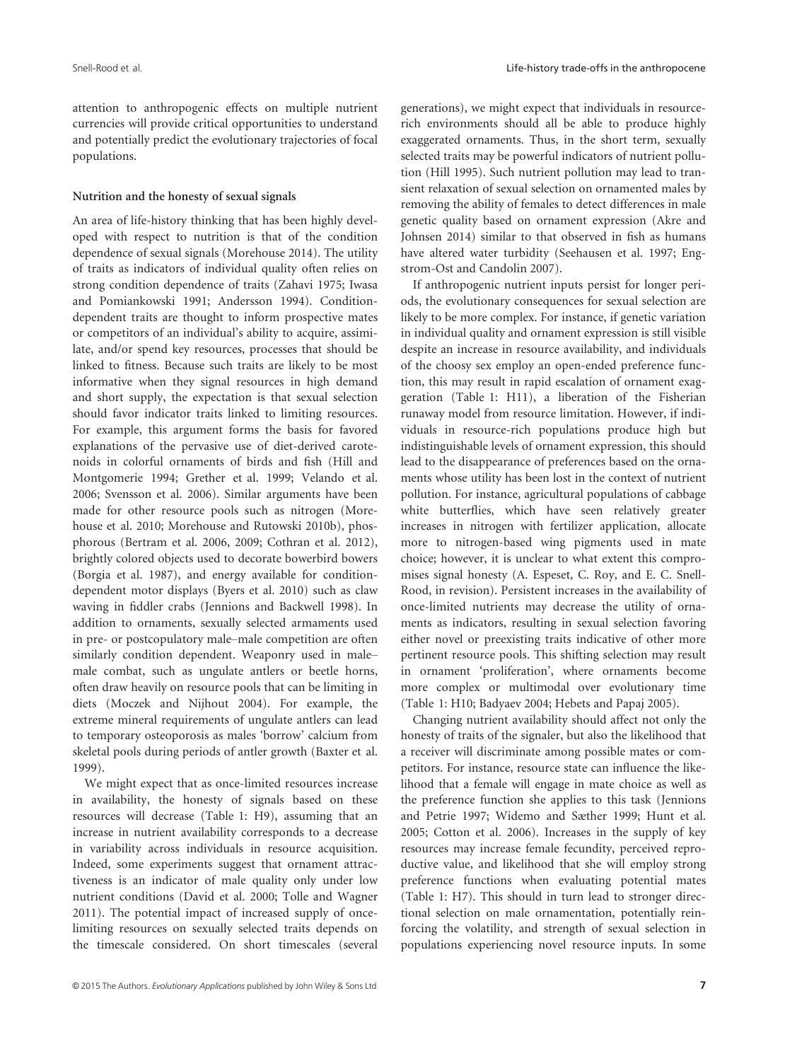attention to anthropogenic effects on multiple nutrient currencies will provide critical opportunities to understand and potentially predict the evolutionary trajectories of focal populations.

### Nutrition and the honesty of sexual signals

An area of life-history thinking that has been highly developed with respect to nutrition is that of the condition dependence of sexual signals (Morehouse 2014). The utility of traits as indicators of individual quality often relies on strong condition dependence of traits (Zahavi 1975; Iwasa and Pomiankowski 1991; Andersson 1994). Condition-dependent traits are thought to inform prospective mates or competitors of an individual's ability to acquire, assimilate, and/or spend key resources, processes that should be linked to fitness. Because such traits are likely to be most informative when they signal resources in high demand and short supply, the expectation is that sexual selection should favor indicator traits linked to limiting resources. For example, this argument forms the basis for favored explanations of the pervasive use of diet-derived carotenoids in colorful ornaments of birds and fish (Hill and Montgomerie 1994; Grether et al. 1999; Velando et al. 2006; Svensson et al. 2006). Similar arguments have been made for other resource pools such as nitrogen (Morehouse et al. 2010; Morehouse and Rutowski 2010b), phosphorous (Bertram et al. 2006, 2009; Cothran et al. 2012), brightly colored objects used to decorate bowerbird bowers (Borgia et al. 1987), and energy available for condition-dependent motor displays (Byers et al. 2010) such as claw waving in fiddler crabs (Jennions and Backwell 1998). In addition to ornaments, sexually selected armaments used in pre- or postcopulatory male–male competition are often similarly condition dependent. Weaponry used in male–male combat, such as ungulate antlers or beetle horns, often draw heavily on resource pools that can be limiting in diets (Moczek and Nijhout 2004). For example, the extreme mineral requirements of ungulate antlers can lead to temporary osteoporosis as males 'borrow' calcium from skeletal pools during periods of antler growth (Baxter et al. 1999).

We might expect that as once-limited resources increase in availability, the honesty of signals based on these resources will decrease (Table 1: H9), assuming that an increase in nutrient availability corresponds to a decrease in variability across individuals in resource acquisition. Indeed, some experiments suggest that ornament attractiveness is an indicator of male quality only under low nutrient conditions (David et al. 2000; Tolle and Wagner 2011). The potential impact of increased supply of once-limiting resources on sexually selected traits depends on the timescale considered. On short timescales (several generations), we might expect that individuals in resource-rich environments should all be able to produce highly exaggerated ornaments. Thus, in the short term, sexually selected traits may be powerful indicators of nutrient pollution (Hill 1995). Such nutrient pollution may lead to transient relaxation of sexual selection on ornamented males by removing the ability of females to detect differences in male genetic quality based on ornament expression (Akre and Johnsen 2014) similar to that observed in fish as humans have altered water turbidity (Seehausen et al. 1997; Engstrom-Ost and Candolin 2007).

If anthropogenic nutrient inputs persist for longer periods, the evolutionary consequences for sexual selection are likely to be more complex. For instance, if genetic variation in individual quality and ornament expression is still visible despite an increase in resource availability, and individuals of the choosy sex employ an open-ended preference function, this may result in rapid escalation of ornament exaggeration (Table 1: H11), a liberation of the Fisherian runaway model from resource limitation. However, if individuals in resource-rich populations produce high but indistinguishable levels of ornament expression, this should lead to the disappearance of preferences based on the ornaments whose utility has been lost in the context of nutrient pollution. For instance, agricultural populations of cabbage white butterflies, which have seen relatively greater increases in nitrogen with fertilizer application, allocate more to nitrogen-based wing pigments used in mate choice; however, it is unclear to what extent this compromises signal honesty (A. Espeset, C. Roy, and E. C. Snell-Rood, in revision). Persistent increases in the availability of once-limited nutrients may decrease the utility of ornaments as indicators, resulting in sexual selection favoring either novel or preexisting traits indicative of other more pertinent resource pools. This shifting selection may result in ornament 'proliferation', where ornaments become more complex or multimodal over evolutionary time (Table 1: H10; Badyaev 2004; Hebets and Papaj 2005).

Changing nutrient availability should affect not only the honesty of traits of the signaler, but also the likelihood that a receiver will discriminate among possible mates or competitors. For instance, resource state can influence the likelihood that a female will engage in mate choice as well as the preference function she applies to this task (Jennions and Petrie 1997; Widemo and Sæther 1999; Hunt et al. 2005; Cotton et al. 2006). Increases in the supply of key resources may increase female fecundity, perceived reproductive value, and likelihood that she will employ strong preference functions when evaluating potential mates (Table 1: H7). This should in turn lead to stronger directional selection on male ornamentation, potentially reinforcing the volatility, and strength of sexual selection in populations experiencing novel resource inputs. In some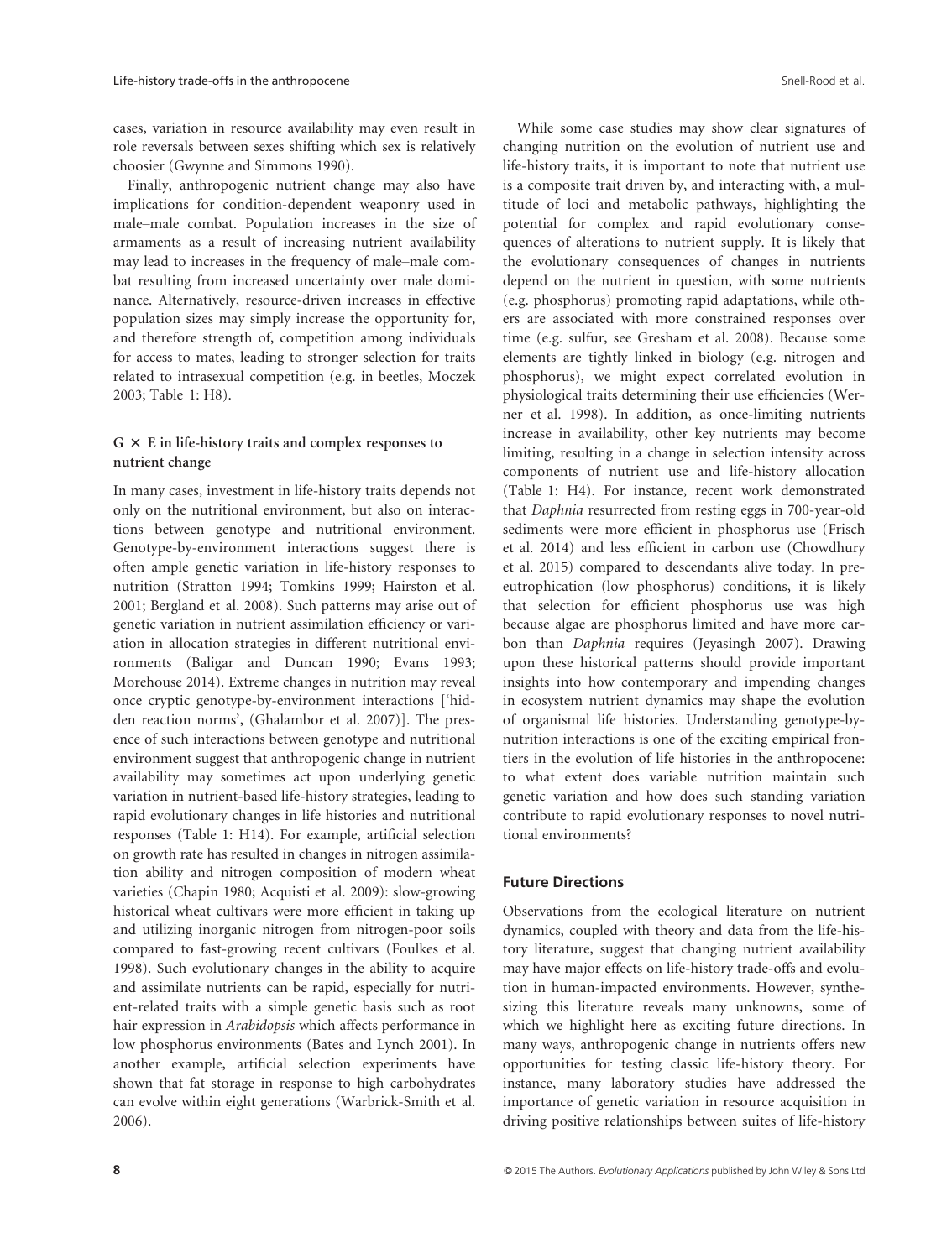cases, variation in resource availability may even result in role reversals between sexes shifting which sex is relatively choosier (Gwynne and Simmons 1990).

Finally, anthropogenic nutrient change may also have implications for condition-dependent weaponry used in male–male combat. Population increases in the size of armaments as a result of increasing nutrient availability may lead to increases in the frequency of male–male combat resulting from increased uncertainty over male dominance. Alternatively, resource-driven increases in effective population sizes may simply increase the opportunity for, and therefore strength of, competition among individuals for access to mates, leading to stronger selection for traits related to intrasexual competition (e.g. in beetles, Moczek 2003; Table 1: H8).

### G × E in life-history traits and complex responses to nutrient change

In many cases, investment in life-history traits depends not only on the nutritional environment, but also on interactions between genotype and nutritional environment. Genotype-by-environment interactions suggest there is often ample genetic variation in life-history responses to nutrition (Stratton 1994; Tomkins 1999; Hairston et al. 2001; Bergland et al. 2008). Such patterns may arise out of genetic variation in nutrient assimilation efficiency or variation in allocation strategies in different nutritional environments (Baligar and Duncan 1990; Evans 1993; Morehouse 2014). Extreme changes in nutrition may reveal once cryptic genotype-by-environment interactions ['hidden reaction norms', (Ghalambor et al. 2007)]. The presence of such interactions between genotype and nutritional environment suggest that anthropogenic change in nutrient availability may sometimes act upon underlying genetic variation in nutrient-based life-history strategies, leading to rapid evolutionary changes in life histories and nutritional responses (Table 1: H14). For example, artificial selection on growth rate has resulted in changes in nitrogen assimilation ability and nitrogen composition of modern wheat varieties (Chapin 1980; Acquisti et al. 2009): slow-growing historical wheat cultivars were more efficient in taking up and utilizing inorganic nitrogen from nitrogen-poor soils compared to fast-growing recent cultivars (Foulkes et al. 1998). Such evolutionary changes in the ability to acquire and assimilate nutrients can be rapid, especially for nutrient-related traits with a simple genetic basis such as root hair expression in *Arabidopsis* which affects performance in low phosphorus environments (Bates and Lynch 2001). In another example, artificial selection experiments have shown that fat storage in response to high carbohydrates can evolve within eight generations (Warbrick-Smith et al. 2006).

While some case studies may show clear signatures of changing nutrition on the evolution of nutrient use and life-history traits, it is important to note that nutrient use is a composite trait driven by, and interacting with, a multitude of loci and metabolic pathways, highlighting the potential for complex and rapid evolutionary consequences of alterations to nutrient supply. It is likely that the evolutionary consequences of changes in nutrients depend on the nutrient in question, with some nutrients (e.g. phosphorus) promoting rapid adaptations, while others are associated with more constrained responses over time (e.g. sulfur, see Gresham et al. 2008). Because some elements are tightly linked in biology (e.g. nitrogen and phosphorus), we might expect correlated evolution in physiological traits determining their use efficiencies (Werner et al. 1998). In addition, as once-limiting nutrients increase in availability, other key nutrients may become limiting, resulting in a change in selection intensity across components of nutrient use and life-history allocation (Table 1: H4). For instance, recent work demonstrated that *Daphnia* resurrected from resting eggs in 700-year-old sediments were more efficient in phosphorus use (Frisch et al. 2014) and less efficient in carbon use (Chowdhury et al. 2015) compared to descendants alive today. In pre-eutrophication (low phosphorus) conditions, it is likely that selection for efficient phosphorus use was high because algae are phosphorus limited and have more carbon than *Daphnia* requires (Jeyasingh 2007). Drawing upon these historical patterns should provide important insights into how contemporary and impending changes in ecosystem nutrient dynamics may shape the evolution of organismal life histories. Understanding genotype-by-nutrition interactions is one of the exciting empirical frontiers in the evolution of life histories in the anthropocene: to what extent does variable nutrition maintain such genetic variation and how does such standing variation contribute to rapid evolutionary responses to novel nutritional environments?

## Future Directions

Observations from the ecological literature on nutrient dynamics, coupled with theory and data from the life-history literature, suggest that changing nutrient availability may have major effects on life-history trade-offs and evolution in human-impacted environments. However, synthesizing this literature reveals many unknowns, some of which we highlight here as exciting future directions. In many ways, anthropogenic change in nutrients offers new opportunities for testing classic life-history theory. For instance, many laboratory studies have addressed the importance of genetic variation in resource acquisition in driving positive relationships between suites of life-history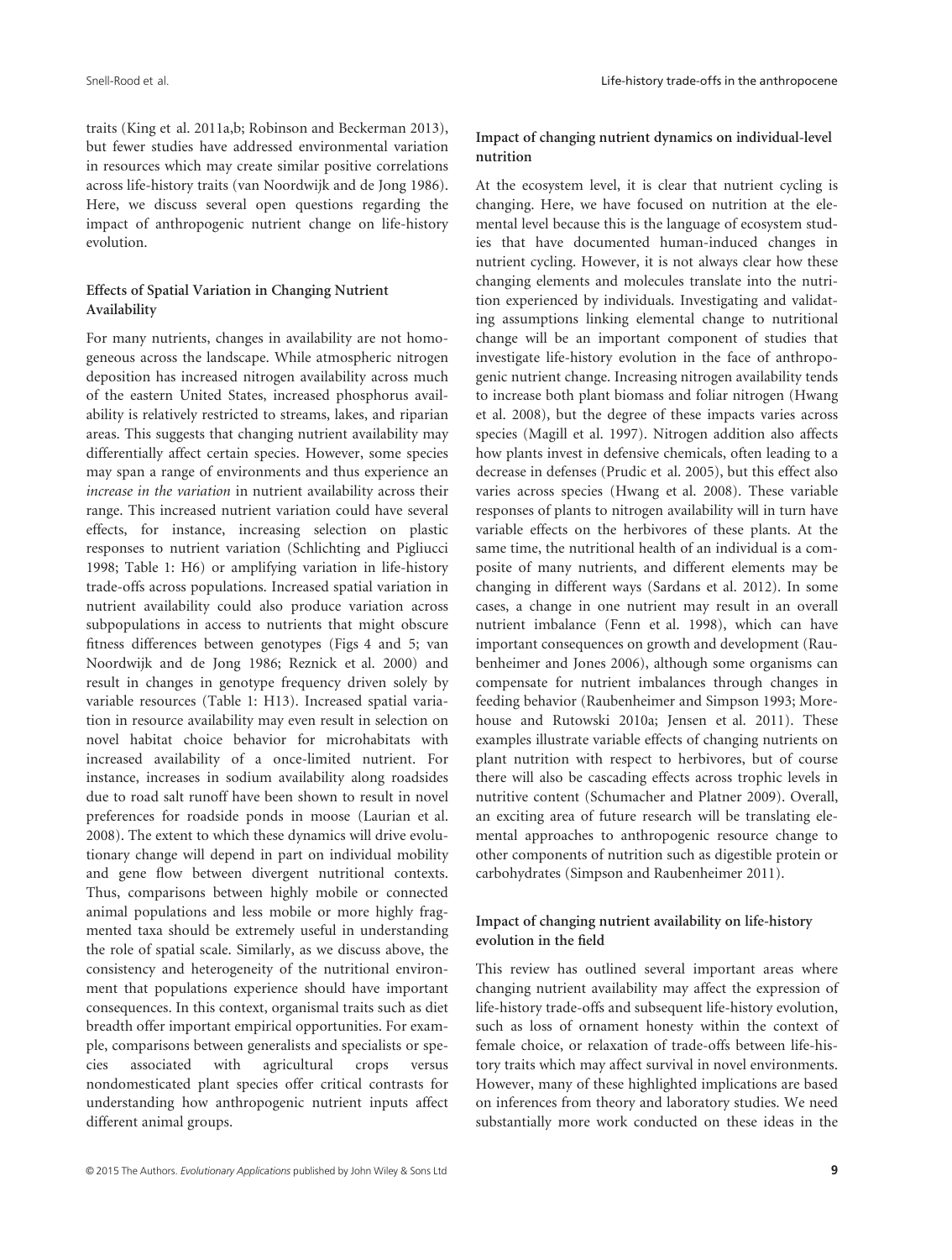traits (King et al. 2011a,b; Robinson and Beckerman 2013), but fewer studies have addressed environmental variation in resources which may create similar positive correlations across life-history traits (van Noordwijk and de Jong 1986). Here, we discuss several open questions regarding the impact of anthropogenic nutrient change on life-history evolution.

### Effects of Spatial Variation in Changing Nutrient Availability

For many nutrients, changes in availability are not homogeneous across the landscape. While atmospheric nitrogen deposition has increased nitrogen availability across much of the eastern United States, increased phosphorus availability is relatively restricted to streams, lakes, and riparian areas. This suggests that changing nutrient availability may differentially affect certain species. However, some species may span a range of environments and thus experience an *increase in the variation* in nutrient availability across their range. This increased nutrient variation could have several effects, for instance, increasing selection on plastic responses to nutrient variation (Schlichting and Pigliucci 1998; Table 1: H6) or amplifying variation in life-history trade-offs across populations. Increased spatial variation in nutrient availability could also produce variation across subpopulations in access to nutrients that might obscure fitness differences between genotypes (Figs 4 and 5; van Noordwijk and de Jong 1986; Reznick et al. 2000) and result in changes in genotype frequency driven solely by variable resources (Table 1: H13). Increased spatial variation in resource availability may even result in selection on novel habitat choice behavior for microhabitats with increased availability of a once-limited nutrient. For instance, increases in sodium availability along roadsides due to road salt runoff have been shown to result in novel preferences for roadside ponds in moose (Laurian et al. 2008). The extent to which these dynamics will drive evolutionary change will depend in part on individual mobility and gene flow between divergent nutritional contexts. Thus, comparisons between highly mobile or connected animal populations and less mobile or more highly fragmented taxa should be extremely useful in understanding the role of spatial scale. Similarly, as we discuss above, the consistency and heterogeneity of the nutritional environment that populations experience should have important consequences. In this context, organismal traits such as diet breadth offer important empirical opportunities. For example, comparisons between generalists and specialists or species associated with agricultural crops versus nondomesticated plant species offer critical contrasts for understanding how anthropogenic nutrient inputs affect different animal groups.

### Impact of changing nutrient dynamics on individual-level nutrition

At the ecosystem level, it is clear that nutrient cycling is changing. Here, we have focused on nutrition at the elemental level because this is the language of ecosystem studies that have documented human-induced changes in nutrient cycling. However, it is not always clear how these changing elements and molecules translate into the nutrition experienced by individuals. Investigating and validating assumptions linking elemental change to nutritional change will be an important component of studies that investigate life-history evolution in the face of anthropogenic nutrient change. Increasing nitrogen availability tends to increase both plant biomass and foliar nitrogen (Hwang et al. 2008), but the degree of these impacts varies across species (Magill et al. 1997). Nitrogen addition also affects how plants invest in defensive chemicals, often leading to a decrease in defenses (Prudic et al. 2005), but this effect also varies across species (Hwang et al. 2008). These variable responses of plants to nitrogen availability will in turn have variable effects on the herbivores of these plants. At the same time, the nutritional health of an individual is a composite of many nutrients, and different elements may be changing in different ways (Sardans et al. 2012). In some cases, a change in one nutrient may result in an overall nutrient imbalance (Fenn et al. 1998), which can have important consequences on growth and development (Raubenheimer and Jones 2006), although some organisms can compensate for nutrient imbalances through changes in feeding behavior (Raubenheimer and Simpson 1993; Morehouse and Rutowski 2010a; Jensen et al. 2011). These examples illustrate variable effects of changing nutrients on plant nutrition with respect to herbivores, but of course there will also be cascading effects across trophic levels in nutritive content (Schumacher and Platner 2009). Overall, an exciting area of future research will be translating elemental approaches to anthropogenic resource change to other components of nutrition such as digestible protein or carbohydrates (Simpson and Raubenheimer 2011).

### Impact of changing nutrient availability on life-history evolution in the field

This review has outlined several important areas where changing nutrient availability may affect the expression of life-history trade-offs and subsequent life-history evolution, such as loss of ornament honesty within the context of female choice, or relaxation of trade-offs between life-history traits which may affect survival in novel environments. However, many of these highlighted implications are based on inferences from theory and laboratory studies. We need substantially more work conducted on these ideas in the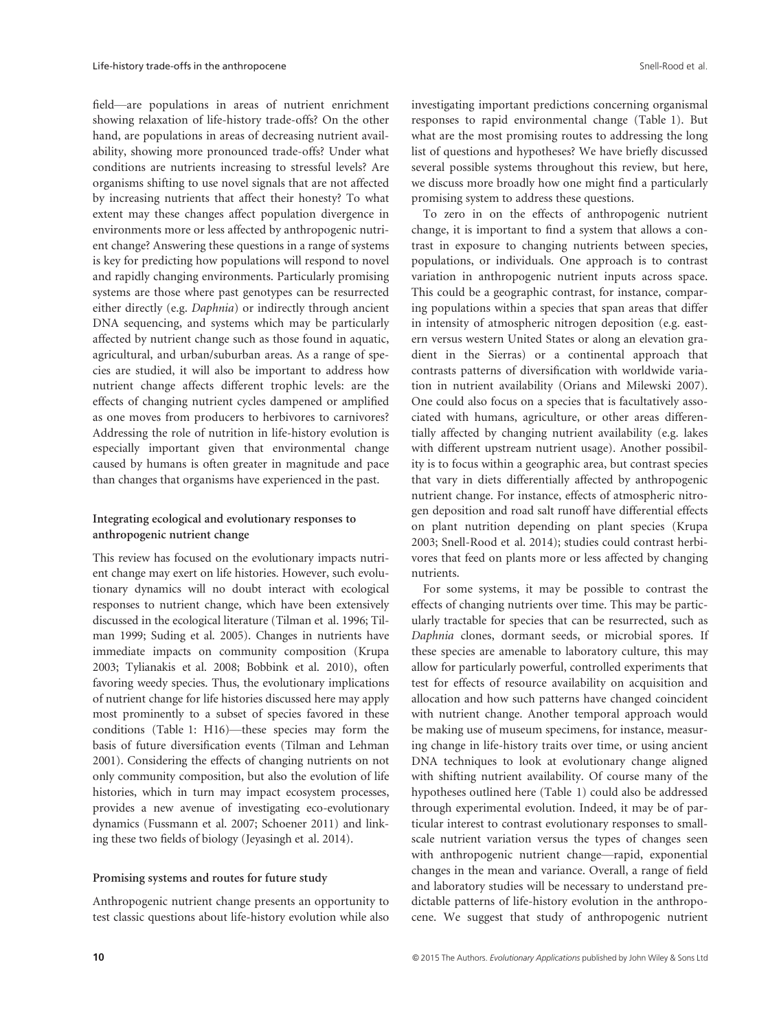field—are populations in areas of nutrient enrichment showing relaxation of life-history trade-offs? On the other hand, are populations in areas of decreasing nutrient availability, showing more pronounced trade-offs? Under what conditions are nutrients increasing to stressful levels? Are organisms shifting to use novel signals that are not affected by increasing nutrients that affect their honesty? To what extent may these changes affect population divergence in environments more or less affected by anthropogenic nutrient change? Answering these questions in a range of systems is key for predicting how populations will respond to novel and rapidly changing environments. Particularly promising systems are those where past genotypes can be resurrected either directly (e.g. *Daphnia*) or indirectly through ancient DNA sequencing, and systems which may be particularly affected by nutrient change such as those found in aquatic, agricultural, and urban/suburban areas. As a range of species are studied, it will also be important to address how nutrient change affects different trophic levels: are the effects of changing nutrient cycles dampened or amplified as one moves from producers to herbivores to carnivores? Addressing the role of nutrition in life-history evolution is especially important given that environmental change caused by humans is often greater in magnitude and pace than changes that organisms have experienced in the past.

### Integrating ecological and evolutionary responses to anthropogenic nutrient change

This review has focused on the evolutionary impacts nutrient change may exert on life histories. However, such evolutionary dynamics will no doubt interact with ecological responses to nutrient change, which have been extensively discussed in the ecological literature (Tilman et al. 1996; Tilman 1999; Suding et al. 2005). Changes in nutrients have immediate impacts on community composition (Krupa 2003; Tylianakis et al. 2008; Bobbink et al. 2010), often favoring weedy species. Thus, the evolutionary implications of nutrient change for life histories discussed here may apply most prominently to a subset of species favored in these conditions (Table 1: H16)—these species may form the basis of future diversification events (Tilman and Lehman 2001). Considering the effects of changing nutrients on not only community composition, but also the evolution of life histories, which in turn may impact ecosystem processes, provides a new avenue of investigating eco-evolutionary dynamics (Fussmann et al. 2007; Schoener 2011) and linking these two fields of biology (Jeyasingh et al. 2014).

### Promising systems and routes for future study

Anthropogenic nutrient change presents an opportunity to test classic questions about life-history evolution while also investigating important predictions concerning organismal responses to rapid environmental change (Table 1). But what are the most promising routes to addressing the long list of questions and hypotheses? We have briefly discussed several possible systems throughout this review, but here, we discuss more broadly how one might find a particularly promising system to address these questions.

To zero in on the effects of anthropogenic nutrient change, it is important to find a system that allows a contrast in exposure to changing nutrients between species, populations, or individuals. One approach is to contrast variation in anthropogenic nutrient inputs across space. This could be a geographic contrast, for instance, comparing populations within a species that span areas that differ in intensity of atmospheric nitrogen deposition (e.g. eastern versus western United States or along an elevation gradient in the Sierras) or a continental approach that contrasts patterns of diversification with worldwide variation in nutrient availability (Orians and Milewski 2007). One could also focus on a species that is facultatively associated with humans, agriculture, or other areas differentially affected by changing nutrient availability (e.g. lakes with different upstream nutrient usage). Another possibility is to focus within a geographic area, but contrast species that vary in diets differentially affected by anthropogenic nutrient change. For instance, effects of atmospheric nitrogen deposition and road salt runoff have differential effects on plant nutrition depending on plant species (Krupa 2003; Snell-Rood et al. 2014); studies could contrast herbivores that feed on plants more or less affected by changing nutrients.

For some systems, it may be possible to contrast the effects of changing nutrients over time. This may be particularly tractable for species that can be resurrected, such as *Daphnia* clones, dormant seeds, or microbial spores. If these species are amenable to laboratory culture, this may allow for particularly powerful, controlled experiments that test for effects of resource availability on acquisition and allocation and how such patterns have changed coincident with nutrient change. Another temporal approach would be making use of museum specimens, for instance, measuring change in life-history traits over time, or using ancient DNA techniques to look at evolutionary change aligned with shifting nutrient availability. Of course many of the hypotheses outlined here (Table 1) could also be addressed through experimental evolution. Indeed, it may be of particular interest to contrast evolutionary responses to small-scale nutrient variation versus the types of changes seen with anthropogenic nutrient change—rapid, exponential changes in the mean and variance. Overall, a range of field and laboratory studies will be necessary to understand predictable patterns of life-history evolution in the anthropocene. We suggest that study of anthropogenic nutrient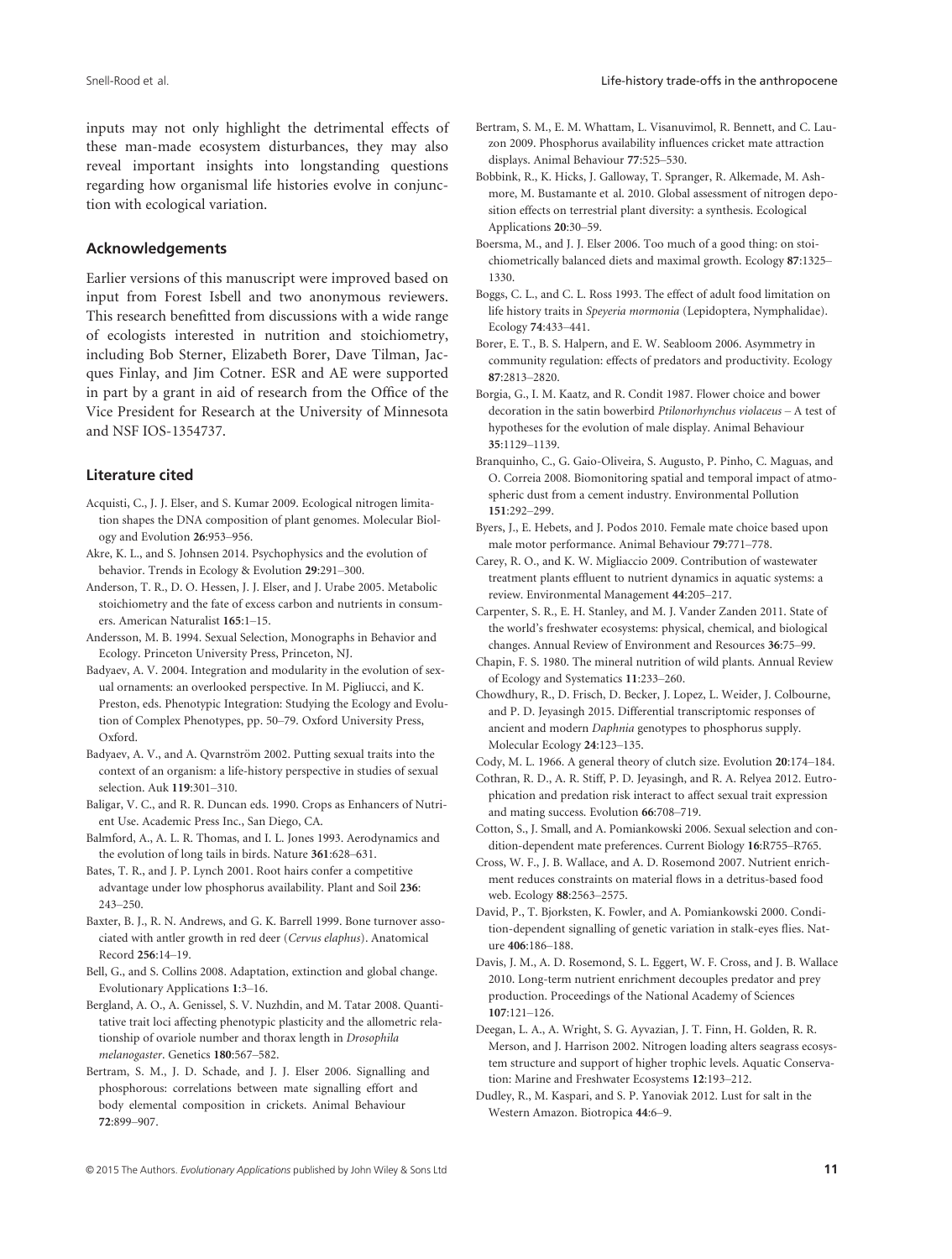inputs may not only highlight the detrimental effects of these man-made ecosystem disturbances, they may also reveal important insights into longstanding questions regarding how organismal life histories evolve in conjunction with ecological variation.

## Acknowledgements

Earlier versions of this manuscript were improved based on input from Forest Isbell and two anonymous reviewers. This research benefitted from discussions with a wide range of ecologists interested in nutrition and stoichiometry, including Bob Sterner, Elizabeth Borer, Dave Tilman, Jacques Finlay, and Jim Cotner. ESR and AE were supported in part by a grant in aid of research from the Office of the Vice President for Research at the University of Minnesota and NSF IOS-1354737.

## Literature cited

Acquisti, C., J. J. Elser, and S. Kumar 2009. Ecological nitrogen limitation shapes the DNA composition of plant genomes. Molecular Biology and Evolution **26**:953–956.

Akre, K. L., and S. Johnsen 2014. Psychophysics and the evolution of behavior. Trends in Ecology & Evolution **29**:291–300.

Anderson, T. R., D. O. Hessen, J. J. Elser, and J. Urabe 2005. Metabolic stoichiometry and the fate of excess carbon and nutrients in consumers. American Naturalist **165**:1–15.

Andersson, M. B. 1994. Sexual Selection, Monographs in Behavior and Ecology. Princeton University Press, Princeton, NJ.

Badyaev, A. V. 2004. Integration and modularity in the evolution of sexual ornaments: an overlooked perspective. In M. Pigliucci, and K. Preston, eds. Phenotypic Integration: Studying the Ecology and Evolution of Complex Phenotypes, pp. 50–79. Oxford University Press, Oxford.

Badyaev, A. V., and A. Qvarnström 2002. Putting sexual traits into the context of an organism: a life-history perspective in studies of sexual selection. Auk **119**:301–310.

Baligar, V. C., and R. R. Duncan eds. 1990. Crops as Enhancers of Nutrient Use. Academic Press Inc., San Diego, CA.

Balmford, A., A. L. R. Thomas, and I. L. Jones 1993. Aerodynamics and the evolution of long tails in birds. Nature **361**:628–631.

Bates, T. R., and J. P. Lynch 2001. Root hairs confer a competitive advantage under low phosphorus availability. Plant and Soil **236**: 243–250.

Baxter, B. J., R. N. Andrews, and G. K. Barrell 1999. Bone turnover associated with antler growth in red deer (*Cervus elaphus*). Anatomical Record **256**:14–19.

Bell, G., and S. Collins 2008. Adaptation, extinction and global change. Evolutionary Applications **1**:3–16.

Bergland, A. O., A. Genissel, S. V. Nuzhdin, and M. Tatar 2008. Quantitative trait loci affecting phenotypic plasticity and the allometric relationship of ovariole number and thorax length in *Drosophila melanogaster*. Genetics **180**:567–582.

Bertram, S. M., J. D. Schade, and J. J. Elser 2006. Signalling and phosphorous: correlations between mate signalling effort and body elemental composition in crickets. Animal Behaviour **72**:899–907.

Bertram, S. M., E. M. Whattam, L. Visanuvimol, R. Bennett, and C. Lauzon 2009. Phosphorus availability influences cricket mate attraction displays. Animal Behaviour **77**:525–530.

Bobbink, R., K. Hicks, J. Galloway, T. Spranger, R. Alkemade, M. Ashmore, M. Bustamante et al. 2010. Global assessment of nitrogen deposition effects on terrestrial plant diversity: a synthesis. Ecological Applications **20**:30–59.

Boersma, M., and J. J. Elser 2006. Too much of a good thing: on stoichiometrically balanced diets and maximal growth. Ecology **87**:1325–1330.

Boggs, C. L., and C. L. Ross 1993. The effect of adult food limitation on life history traits in *Speyeria mormonia* (Lepidoptera, Nymphalidae). Ecology **74**:433–441.

Borer, E. T., B. S. Halpern, and E. W. Seabloom 2006. Asymmetry in community regulation: effects of predators and productivity. Ecology **87**:2813–2820.

Borgia, G., I. M. Kaatz, and R. Condit 1987. Flower choice and bower decoration in the satin bowerbird *Ptilonorhynchus violaceus* – A test of hypotheses for the evolution of male display. Animal Behaviour **35**:1129–1139.

Branquinho, C., G. Gaio-Oliveira, S. Augusto, P. Pinho, C. Maguas, and O. Correia 2008. Biomonitoring spatial and temporal impact of atmospheric dust from a cement industry. Environmental Pollution **151**:292–299.

Byers, J., E. Hebets, and J. Podos 2010. Female mate choice based upon male motor performance. Animal Behaviour **79**:771–778.

Carey, R. O., and K. W. Migliaccio 2009. Contribution of wastewater treatment plants effluent to nutrient dynamics in aquatic systems: a review. Environmental Management **44**:205–217.

Carpenter, S. R., E. H. Stanley, and M. J. Vander Zanden 2011. State of the world's freshwater ecosystems: physical, chemical, and biological changes. Annual Review of Environment and Resources **36**:75–99.

Chapin, F. S. 1980. The mineral nutrition of wild plants. Annual Review of Ecology and Systematics **11**:233–260.

Chowdhury, R., D. Frisch, D. Becker, J. Lopez, L. Weider, J. Colbourne, and P. D. Jeyasingh 2015. Differential transcriptomic responses of ancient and modern *Daphnia* genotypes to phosphorus supply. Molecular Ecology **24**:123–135.

Cody, M. L. 1966. A general theory of clutch size. Evolution **20**:174–184.

Cothran, R. D., A. R. Stiff, P. D. Jeyasingh, and R. A. Relyea 2012. Eutrophication and predation risk interact to affect sexual trait expression and mating success. Evolution **66**:708–719.

Cotton, S., J. Small, and A. Pomiankowski 2006. Sexual selection and condition-dependent mate preferences. Current Biology **16**:R755–R765.

Cross, W. F., J. B. Wallace, and A. D. Rosemond 2007. Nutrient enrichment reduces constraints on material flows in a detritus-based food web. Ecology **88**:2563–2575.

David, P., T. Bjorksten, K. Fowler, and A. Pomiankowski 2000. Condition-dependent signalling of genetic variation in stalk-eyes flies. Nature **406**:186–188.

Davis, J. M., A. D. Rosemond, S. L. Eggert, W. F. Cross, and J. B. Wallace 2010. Long-term nutrient enrichment decouples predator and prey production. Proceedings of the National Academy of Sciences **107**:121–126.

Deegan, L. A., A. Wright, S. G. Ayvazian, J. T. Finn, H. Golden, R. R. Merson, and J. Harrison 2002. Nitrogen loading alters seagrass ecosystem structure and support of higher trophic levels. Aquatic Conservation: Marine and Freshwater Ecosystems **12**:193–212.

Dudley, R., M. Kaspari, and S. P. Yanoviak 2012. Lust for salt in the Western Amazon. Biotropica **44**:6–9.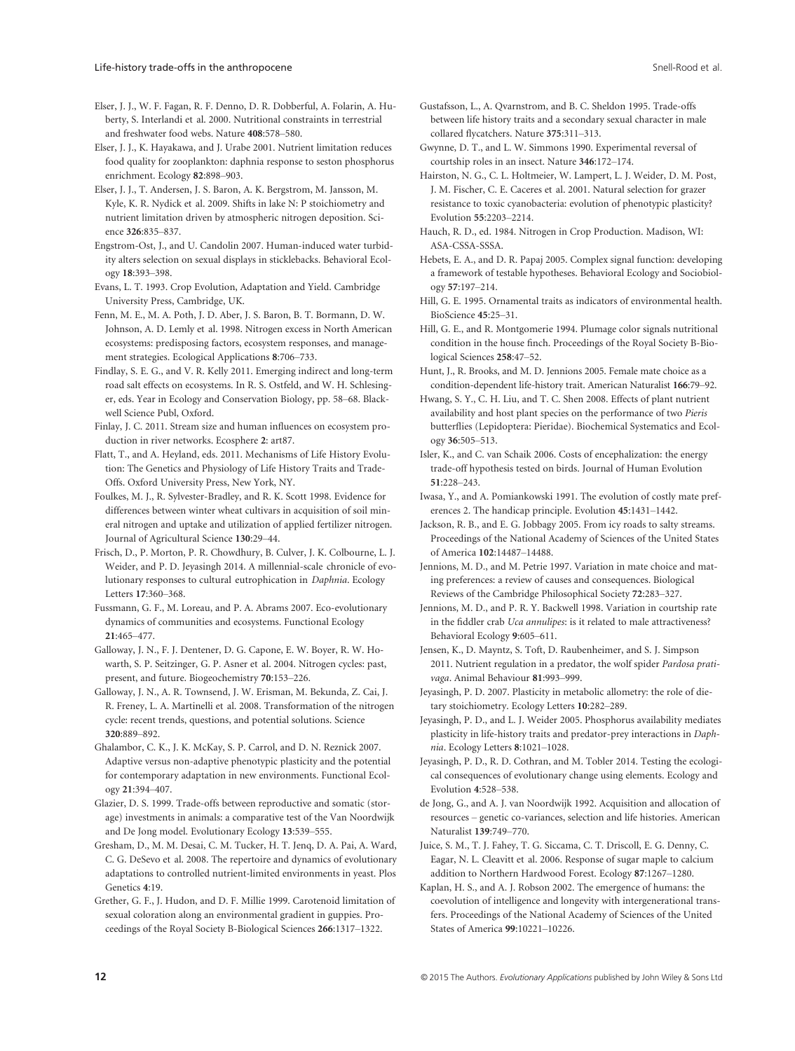Elser, J. J., W. F. Fagan, R. F. Denno, D. R. Dobberful, A. Folarin, A. Huberty, S. Interlandi et al. 2000. Nutritional constraints in terrestrial and freshwater food webs. Nature **408**:578–580.

Elser, J. J., K. Hayakawa, and J. Urabe 2001. Nutrient limitation reduces food quality for zooplankton: daphnia response to seston phosphorus enrichment. Ecology **82**:898–903.

Elser, J. J., T. Andersen, J. S. Baron, A. K. Bergstrom, M. Jansson, M. Kyle, K. R. Nydick et al. 2009. Shifts in lake N: P stoichiometry and nutrient limitation driven by atmospheric nitrogen deposition. Science **326**:835–837.

Engstrom-Ost, J., and U. Candolin 2007. Human-induced water turbidity alters selection on sexual displays in sticklebacks. Behavioral Ecology **18**:393–398.

Evans, L. T. 1993. Crop Evolution, Adaptation and Yield. Cambridge University Press, Cambridge, UK.

Fenn, M. E., M. A. Poth, J. D. Aber, J. S. Baron, B. T. Bormann, D. W. Johnson, A. D. Lemly et al. 1998. Nitrogen excess in North American ecosystems: predisposing factors, ecosystem responses, and management strategies. Ecological Applications **8**:706–733.

Findlay, S. E. G., and V. R. Kelly 2011. Emerging indirect and long-term road salt effects on ecosystems. In R. S. Ostfeld, and W. H. Schlesinger, eds. Year in Ecology and Conservation Biology, pp. 58–68. Blackwell Science Publ, Oxford.

Finlay, J. C. 2011. Stream size and human influences on ecosystem production in river networks. Ecosphere **2**: art87.

Flatt, T., and A. Heyland, eds. 2011. Mechanisms of Life History Evolution: The Genetics and Physiology of Life History Traits and Trade-Offs. Oxford University Press, New York, NY.

Foulkes, M. J., R. Sylvester-Bradley, and R. K. Scott 1998. Evidence for differences between winter wheat cultivars in acquisition of soil mineral nitrogen and uptake and utilization of applied fertilizer nitrogen. Journal of Agricultural Science **130**:29–44.

Frisch, D., P. Morton, P. R. Chowdhury, B. Culver, J. K. Colbourne, L. J. Weider, and P. D. Jeyasingh 2014. A millennial-scale chronicle of evolutionary responses to cultural eutrophication in *Daphnia*. Ecology Letters **17**:360–368.

Fussmann, G. F., M. Loreau, and P. A. Abrams 2007. Eco-evolutionary dynamics of communities and ecosystems. Functional Ecology **21**:465–477.

Galloway, J. N., F. J. Dentener, D. G. Capone, E. W. Boyer, R. W. Howarth, S. P. Seitzinger, G. P. Asner et al. 2004. Nitrogen cycles: past, present, and future. Biogeochemistry **70**:153–226.

Galloway, J. N., A. R. Townsend, J. W. Erisman, M. Bekunda, Z. Cai, J. R. Freney, L. A. Martinelli et al. 2008. Transformation of the nitrogen cycle: recent trends, questions, and potential solutions. Science **320**:889–892.

Ghalambor, C. K., J. K. McKay, S. P. Carrol, and D. N. Reznick 2007. Adaptive versus non-adaptive phenotypic plasticity and the potential for contemporary adaptation in new environments. Functional Ecology **21**:394–407.

Glazier, D. S. 1999. Trade-offs between reproductive and somatic (storage) investments in animals: a comparative test of the Van Noordwijk and De Jong model. Evolutionary Ecology **13**:539–555.

Gresham, D., M. M. Desai, C. M. Tucker, H. T. Jenq, D. A. Pai, A. Ward, C. G. DeSevo et al. 2008. The repertoire and dynamics of evolutionary adaptations to controlled nutrient-limited environments in yeast. Plos Genetics **4**:19.

Grether, G. F., J. Hudon, and D. F. Millie 1999. Carotenoid limitation of sexual coloration along an environmental gradient in guppies. Proceedings of the Royal Society B-Biological Sciences **266**:1317–1322.

Gustafsson, L., A. Qvarnstrom, and B. C. Sheldon 1995. Trade-offs between life history traits and a secondary sexual character in male collared flycatchers. Nature **375**:311–313.

Gwynne, D. T., and L. W. Simmons 1990. Experimental reversal of courtship roles in an insect. Nature **346**:172–174.

Hairston, N. G., C. L. Holtmeier, W. Lampert, L. J. Weider, D. M. Post, J. M. Fischer, C. E. Caceres et al. 2001. Natural selection for grazer resistance to toxic cyanobacteria: evolution of phenotypic plasticity? Evolution **55**:2203–2214.

Hauch, R. D., ed. 1984. Nitrogen in Crop Production. Madison, WI: ASA-CSSA-SSSA.

Hebets, E. A., and D. R. Papaj 2005. Complex signal function: developing a framework of testable hypotheses. Behavioral Ecology and Sociobiology **57**:197–214.

Hill, G. E. 1995. Ornamental traits as indicators of environmental health. BioScience **45**:25–31.

Hill, G. E., and R. Montgomerie 1994. Plumage color signals nutritional condition in the house finch. Proceedings of the Royal Society B-Biological Sciences **258**:47–52.

Hunt, J., R. Brooks, and M. D. Jennions 2005. Female mate choice as a condition-dependent life-history trait. American Naturalist **166**:79–92.

Hwang, S. Y., C. H. Liu, and T. C. Shen 2008. Effects of plant nutrient availability and host plant species on the performance of two *Pieris* butterflies (Lepidoptera: Pieridae). Biochemical Systematics and Ecology **36**:505–513.

Isler, K., and C. van Schaik 2006. Costs of encephalization: the energy trade-off hypothesis tested on birds. Journal of Human Evolution **51**:228–243.

Iwasa, Y., and A. Pomiankowski 1991. The evolution of costly mate preferences 2. The handicap principle. Evolution **45**:1431–1442.

Jackson, R. B., and E. G. Jobbagy 2005. From icy roads to salty streams. Proceedings of the National Academy of Sciences of the United States of America **102**:14487–14488.

Jennions, M. D., and M. Petrie 1997. Variation in mate choice and mating preferences: a review of causes and consequences. Biological Reviews of the Cambridge Philosophical Society **72**:283–327.

Jennions, M. D., and P. R. Y. Backwell 1998. Variation in courtship rate in the fiddler crab *Uca annulipes*: is it related to male attractiveness? Behavioral Ecology **9**:605–611.

Jensen, K., D. Mayntz, S. Toft, D. Raubenheimer, and S. J. Simpson 2011. Nutrient regulation in a predator, the wolf spider *Pardosa prativaga*. Animal Behaviour **81**:993–999.

Jeyasingh, P. D. 2007. Plasticity in metabolic allometry: the role of dietary stoichiometry. Ecology Letters **10**:282–289.

Jeyasingh, P. D., and L. J. Weider 2005. Phosphorus availability mediates plasticity in life-history traits and predator-prey interactions in *Daphnia*. Ecology Letters **8**:1021–1028.

Jeyasingh, P. D., R. D. Cothran, and M. Tobler 2014. Testing the ecological consequences of evolutionary change using elements. Ecology and Evolution **4**:528–538.

de Jong, G., and A. J. van Noordwijk 1992. Acquisition and allocation of resources – genetic co-variances, selection and life histories. American Naturalist **139**:749–770.

Juice, S. M., T. J. Fahey, T. G. Siccama, C. T. Driscoll, E. G. Denny, C. Eagar, N. L. Cleavitt et al. 2006. Response of sugar maple to calcium addition to Northern Hardwood Forest. Ecology **87**:1267–1280.

Kaplan, H. S., and A. J. Robson 2002. The emergence of humans: the coevolution of intelligence and longevity with intergenerational transfers. Proceedings of the National Academy of Sciences of the United States of America **99**:10221–10226.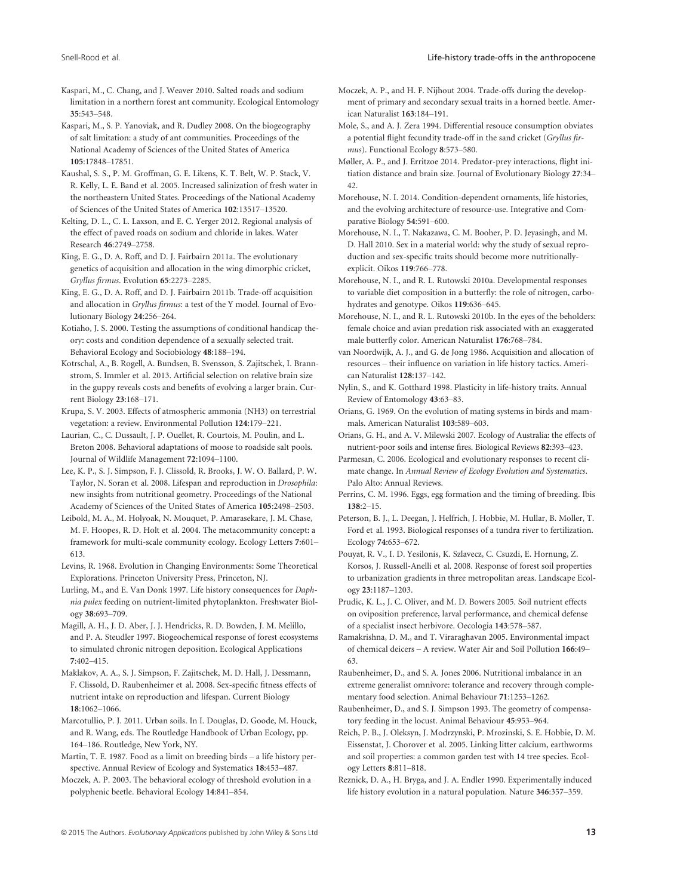Kaspari, M., C. Chang, and J. Weaver 2010. Salted roads and sodium limitation in a northern forest ant community. Ecological Entomology **35**:543–548.

Kaspari, M., S. P. Yanoviak, and R. Dudley 2008. On the biogeography of salt limitation: a study of ant communities. Proceedings of the National Academy of Sciences of the United States of America **105**:17848–17851.

Kaushal, S. S., P. M. Groffman, G. E. Likens, K. T. Belt, W. P. Stack, V. R. Kelly, L. E. Band et al. 2005. Increased salinization of fresh water in the northeastern United States. Proceedings of the National Academy of Sciences of the United States of America **102**:13517–13520.

Kelting, D. L., C. L. Laxson, and E. C. Yerger 2012. Regional analysis of the effect of paved roads on sodium and chloride in lakes. Water Research **46**:2749–2758.

King, E. G., D. A. Roff, and D. J. Fairbairn 2011a. The evolutionary genetics of acquisition and allocation in the wing dimorphic cricket, *Gryllus firmus*. Evolution **65**:2273–2285.

King, E. G., D. A. Roff, and D. J. Fairbairn 2011b. Trade-off acquisition and allocation in *Gryllus firmus*: a test of the Y model. Journal of Evolutionary Biology **24**:256–264.

Kotiaho, J. S. 2000. Testing the assumptions of conditional handicap theory: costs and condition dependence of a sexually selected trait. Behavioral Ecology and Sociobiology **48**:188–194.

Kotrschal, A., B. Rogell, A. Bundsen, B. Svensson, S. Zajitschek, I. Brannstrom, S. Immler et al. 2013. Artificial selection on relative brain size in the guppy reveals costs and benefits of evolving a larger brain. Current Biology **23**:168–171.

Krupa, S. V. 2003. Effects of atmospheric ammonia (NH3) on terrestrial vegetation: a review. Environmental Pollution **124**:179–221.

Laurian, C., C. Dussault, J. P. Ouellet, R. Courtois, M. Poulin, and L. Breton 2008. Behavioral adaptations of moose to roadside salt pools. Journal of Wildlife Management **72**:1094–1100.

Lee, K. P., S. J. Simpson, F. J. Clissold, R. Brooks, J. W. O. Ballard, P. W. Taylor, N. Soran et al. 2008. Lifespan and reproduction in *Drosophila*: new insights from nutritional geometry. Proceedings of the National Academy of Sciences of the United States of America **105**:2498–2503.

Leibold, M. A., M. Holyoak, N. Mouquet, P. Amarasekare, J. M. Chase, M. F. Hoopes, R. D. Holt et al. 2004. The metacommunity concept: a framework for multi-scale community ecology. Ecology Letters **7**:601–613.

Levins, R. 1968. Evolution in Changing Environments: Some Theoretical Explorations. Princeton University Press, Princeton, NJ.

Lurling, M., and E. Van Donk 1997. Life history consequences for *Daphnia pulex* feeding on nutrient-limited phytoplankton. Freshwater Biology **38**:693–709.

Magill, A. H., J. D. Aber, J. J. Hendricks, R. D. Bowden, J. M. Melillo, and P. A. Steudler 1997. Biogeochemical response of forest ecosystems to simulated chronic nitrogen deposition. Ecological Applications **7**:402–415.

Maklakov, A. A., S. J. Simpson, F. Zajitschek, M. D. Hall, J. Dessmann, F. Clissold, D. Raubenheimer et al. 2008. Sex-specific fitness effects of nutrient intake on reproduction and lifespan. Current Biology **18**:1062–1066.

Marcotullio, P. J. 2011. Urban soils. In I. Douglas, D. Goode, M. Houck, and R. Wang, eds. The Routledge Handbook of Urban Ecology, pp. 164–186. Routledge, New York, NY.

Martin, T. E. 1987. Food as a limit on breeding birds – a life history perspective. Annual Review of Ecology and Systematics **18**:453–487.

Moczek, A. P. 2003. The behavioral ecology of threshold evolution in a polyphenic beetle. Behavioral Ecology **14**:841–854.

Moczek, A. P., and H. F. Nijhout 2004. Trade-offs during the development of primary and secondary sexual traits in a horned beetle. American Naturalist **163**:184–191.

Mole, S., and A. J. Zera 1994. Differential resouce consumption obviates a potential flight fecundity trade-off in the sand cricket (*Gryllus firmus*). Functional Ecology **8**:573–580.

Møller, A. P., and J. Erritzoe 2014. Predator-prey interactions, flight initiation distance and brain size. Journal of Evolutionary Biology **27**:34–42.

Morehouse, N. I. 2014. Condition-dependent ornaments, life histories, and the evolving architecture of resource-use. Integrative and Comparative Biology **54**:591–600.

Morehouse, N. I., T. Nakazawa, C. M. Booher, P. D. Jeyasingh, and M. D. Hall 2010. Sex in a material world: why the study of sexual reproduction and sex-specific traits should become more nutritionally-explicit. Oikos **119**:766–778.

Morehouse, N. I., and R. L. Rutowski 2010a. Developmental responses to variable diet composition in a butterfly: the role of nitrogen, carbohydrates and genotype. Oikos **119**:636–645.

Morehouse, N. I., and R. L. Rutowski 2010b. In the eyes of the beholders: female choice and avian predation risk associated with an exaggerated male butterfly color. American Naturalist **176**:768–784.

van Noordwijk, A. J., and G. de Jong 1986. Acquisition and allocation of resources – their influence on variation in life history tactics. American Naturalist **128**:137–142.

Nylin, S., and K. Gotthard 1998. Plasticity in life-history traits. Annual Review of Entomology **43**:63–83.

Orians, G. 1969. On the evolution of mating systems in birds and mammals. American Naturalist **103**:589–603.

Orians, G. H., and A. V. Milewski 2007. Ecology of Australia: the effects of nutrient-poor soils and intense fires. Biological Reviews **82**:393–423.

Parmesan, C. 2006. Ecological and evolutionary responses to recent climate change. In *Annual Review of Ecology Evolution and Systematics*. Palo Alto: Annual Reviews.

Perrins, C. M. 1996. Eggs, egg formation and the timing of breeding. Ibis **138**:2–15.

Peterson, B. J., L. Deegan, J. Helfrich, J. Hobbie, M. Hullar, B. Moller, T. Ford et al. 1993. Biological responses of a tundra river to fertilization. Ecology **74**:653–672.

Pouyat, R. V., I. D. Yesilonis, K. Szlavecz, C. Csuzdi, E. Hornung, Z. Korsos, J. Russell-Anelli et al. 2008. Response of forest soil properties to urbanization gradients in three metropolitan areas. Landscape Ecology **23**:1187–1203.

Prudic, K. L., J. C. Oliver, and M. D. Bowers 2005. Soil nutrient effects on oviposition preference, larval performance, and chemical defense of a specialist insect herbivore. Oecologia **143**:578–587.

Ramakrishna, D. M., and T. Viraraghavan 2005. Environmental impact of chemical deicers – A review. Water Air and Soil Pollution **166**:49–63.

Raubenheimer, D., and S. A. Jones 2006. Nutritional imbalance in an extreme generalist omnivore: tolerance and recovery through complementary food selection. Animal Behaviour **71**:1253–1262.

Raubenheimer, D., and S. J. Simpson 1993. The geometry of compensatory feeding in the locust. Animal Behaviour **45**:953–964.

Reich, P. B., J. Oleksyn, J. Modrzynski, P. Mrozinski, S. E. Hobbie, D. M. Eissenstat, J. Chorover et al. 2005. Linking litter calcium, earthworms and soil properties: a common garden test with 14 tree species. Ecology Letters **8**:811–818.

Reznick, D. A., H. Bryga, and J. A. Endler 1990. Experimentally induced life history evolution in a natural population. Nature **346**:357–359.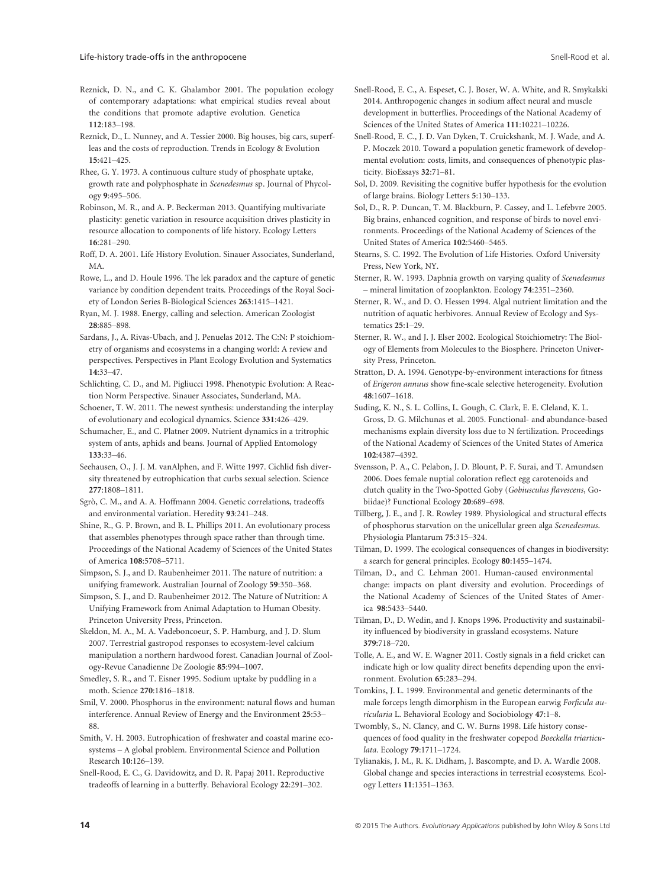Reznick, D. N., and C. K. Ghalambor 2001. The population ecology of contemporary adaptations: what empirical studies reveal about the conditions that promote adaptive evolution. Genetica **112**:183–198.

Reznick, D., L. Nunney, and A. Tessier 2000. Big houses, big cars, superfleas and the costs of reproduction. Trends in Ecology & Evolution **15**:421–425.

Rhee, G. Y. 1973. A continuous culture study of phosphate uptake, growth rate and polyphosphate in *Scenedesmus* sp. Journal of Phycology **9**:495–506.

Robinson, M. R., and A. P. Beckerman 2013. Quantifying multivariate plasticity: genetic variation in resource acquisition drives plasticity in resource allocation to components of life history. Ecology Letters **16**:281–290.

Roff, D. A. 2001. Life History Evolution. Sinauer Associates, Sunderland, MA.

Rowe, L., and D. Houle 1996. The lek paradox and the capture of genetic variance by condition dependent traits. Proceedings of the Royal Society of London Series B-Biological Sciences **263**:1415–1421.

Ryan, M. J. 1988. Energy, calling and selection. American Zoologist **28**:885–898.

Sardans, J., A. Rivas-Ubach, and J. Penuelas 2012. The C:N: P stoichiometry of organisms and ecosystems in a changing world: A review and perspectives. Perspectives in Plant Ecology Evolution and Systematics **14**:33–47.

Schlichting, C. D., and M. Pigliucci 1998. Phenotypic Evolution: A Reaction Norm Perspective. Sinauer Associates, Sunderland, MA.

Schoener, T. W. 2011. The newest synthesis: understanding the interplay of evolutionary and ecological dynamics. Science **331**:426–429.

Schumacher, E., and C. Platner 2009. Nutrient dynamics in a tritrophic system of ants, aphids and beans. Journal of Applied Entomology **133**:33–46.

Seehausen, O., J. J. M. vanAlphen, and F. Witte 1997. Cichlid fish diversity threatened by eutrophication that curbs sexual selection. Science **277**:1808–1811.

Sgrò, C. M., and A. A. Hoffmann 2004. Genetic correlations, tradeoffs and environmental variation. Heredity **93**:241–248.

Shine, R., G. P. Brown, and B. L. Phillips 2011. An evolutionary process that assembles phenotypes through space rather than through time. Proceedings of the National Academy of Sciences of the United States of America **108**:5708–5711.

Simpson, S. J., and D. Raubenheimer 2011. The nature of nutrition: a unifying framework. Australian Journal of Zoology **59**:350–368.

Simpson, S. J., and D. Raubenheimer 2012. The Nature of Nutrition: A Unifying Framework from Animal Adaptation to Human Obesity. Princeton University Press, Princeton.

Skeldon, M. A., M. A. Vadeboncoeur, S. P. Hamburg, and J. D. Slum 2007. Terrestrial gastropod responses to ecosystem-level calcium manipulation a northern hardwood forest. Canadian Journal of Zoology-Revue Canadienne De Zoologie **85**:994–1007.

Smedley, S. R., and T. Eisner 1995. Sodium uptake by puddling in a moth. Science **270**:1816–1818.

Smil, V. 2000. Phosphorus in the environment: natural flows and human interference. Annual Review of Energy and the Environment **25**:53–88.

Smith, V. H. 2003. Eutrophication of freshwater and coastal marine ecosystems – A global problem. Environmental Science and Pollution Research **10**:126–139.

Snell-Rood, E. C., G. Davidowitz, and D. R. Papaj 2011. Reproductive tradeoffs of learning in a butterfly. Behavioral Ecology **22**:291–302.

Snell-Rood, E. C., A. Espeset, C. J. Boser, W. A. White, and R. Smykalski 2014. Anthropogenic changes in sodium affect neural and muscle development in butterflies. Proceedings of the National Academy of Sciences of the United States of America **111**:10221–10226.

Snell-Rood, E. C., J. D. Van Dyken, T. Cruickshank, M. J. Wade, and A. P. Moczek 2010. Toward a population genetic framework of developmental evolution: costs, limits, and consequences of phenotypic plasticity. BioEssays **32**:71–81.

Sol, D. 2009. Revisiting the cognitive buffer hypothesis for the evolution of large brains. Biology Letters **5**:130–133.

Sol, D., R. P. Duncan, T. M. Blackburn, P. Cassey, and L. Lefebvre 2005. Big brains, enhanced cognition, and response of birds to novel environments. Proceedings of the National Academy of Sciences of the United States of America **102**:5460–5465.

Stearns, S. C. 1992. The Evolution of Life Histories. Oxford University Press, New York, NY.

Sterner, R. W. 1993. Daphnia growth on varying quality of *Scenedesmus* – mineral limitation of zooplankton. Ecology **74**:2351–2360.

Sterner, R. W., and D. O. Hessen 1994. Algal nutrient limitation and the nutrition of aquatic herbivores. Annual Review of Ecology and Systematics **25**:1–29.

Sterner, R. W., and J. J. Elser 2002. Ecological Stoichiometry: The Biology of Elements from Molecules to the Biosphere. Princeton University Press, Princeton.

Stratton, D. A. 1994. Genotype-by-environment interactions for fitness of *Erigeron annuus* show fine-scale selective heterogeneity. Evolution **48**:1607–1618.

Suding, K. N., S. L. Collins, L. Gough, C. Clark, E. E. Cleland, K. L. Gross, D. G. Milchunas et al. 2005. Functional- and abundance-based mechanisms explain diversity loss due to N fertilization. Proceedings of the National Academy of Sciences of the United States of America **102**:4387–4392.

Svensson, P. A., C. Pelabon, J. D. Blount, P. F. Surai, and T. Amundsen 2006. Does female nuptial coloration reflect egg carotenoids and clutch quality in the Two-Spotted Goby (*Gobiusculus flavescens*, Gobiidae)? Functional Ecology **20**:689–698.

Tillberg, J. E., and J. R. Rowley 1989. Physiological and structural effects of phosphorus starvation on the unicellular green alga *Scenedesmus*. Physiologia Plantarum **75**:315–324.

Tilman, D. 1999. The ecological consequences of changes in biodiversity: a search for general principles. Ecology **80**:1455–1474.

Tilman, D., and C. Lehman 2001. Human-caused environmental change: impacts on plant diversity and evolution. Proceedings of the National Academy of Sciences of the United States of America **98**:5433–5440.

Tilman, D., D. Wedin, and J. Knops 1996. Productivity and sustainability influenced by biodiversity in grassland ecosystems. Nature **379**:718–720.

Tolle, A. E., and W. E. Wagner 2011. Costly signals in a field cricket can indicate high or low quality direct benefits depending upon the environment. Evolution **65**:283–294.

Tomkins, J. L. 1999. Environmental and genetic determinants of the male forceps length dimorphism in the European earwig *Forficula auricularia* L. Behavioral Ecology and Sociobiology **47**:1–8.

Twombly, S., N. Clancy, and C. W. Burns 1998. Life history consequences of food quality in the freshwater copepod *Boeckella triarticulata*. Ecology **79**:1711–1724.

Tylianakis, J. M., R. K. Didham, J. Bascompte, and D. A. Wardle 2008. Global change and species interactions in terrestrial ecosystems. Ecology Letters **11**:1351–1363.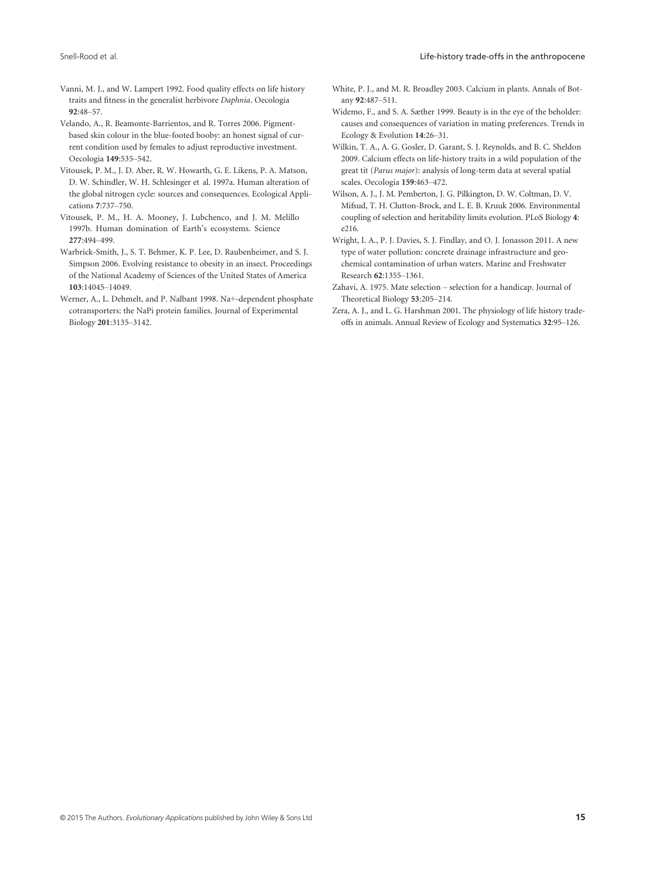Vanni, M. J., and W. Lampert 1992. Food quality effects on life history traits and fitness in the generalist herbivore *Daphnia*. Oecologia **92**:48–57.

Velando, A., R. Beamonte-Barrientos, and R. Torres 2006. Pigment-based skin colour in the blue-footed booby: an honest signal of current condition used by females to adjust reproductive investment. Oecologia **149**:535–542.

Vitousek, P. M., J. D. Aber, R. W. Howarth, G. E. Likens, P. A. Matson, D. W. Schindler, W. H. Schlesinger et al. 1997a. Human alteration of the global nitrogen cycle: sources and consequences. Ecological Applications **7**:737–750.

Vitousek, P. M., H. A. Mooney, J. Lubchenco, and J. M. Melillo 1997b. Human domination of Earth's ecosystems. Science **277**:494–499.

Warbrick-Smith, J., S. T. Behmer, K. P. Lee, D. Raubenheimer, and S. J. Simpson 2006. Evolving resistance to obesity in an insect. Proceedings of the National Academy of Sciences of the United States of America **103**:14045–14049.

Werner, A., L. Dehmelt, and P. Nalbant 1998. Na+-dependent phosphate cotransporters: the NaPi protein families. Journal of Experimental Biology **201**:3135–3142.

White, P. J., and M. R. Broadley 2003. Calcium in plants. Annals of Botany **92**:487–511.

Widemo, F., and S. A. Sæther 1999. Beauty is in the eye of the beholder: causes and consequences of variation in mating preferences. Trends in Ecology & Evolution **14**:26–31.

Wilkin, T. A., A. G. Gosler, D. Garant, S. J. Reynolds, and B. C. Sheldon 2009. Calcium effects on life-history traits in a wild population of the great tit (*Parus major*): analysis of long-term data at several spatial scales. Oecologia **159**:463–472.

Wilson, A. J., J. M. Pemberton, J. G. Pilkington, D. W. Coltman, D. V. Mifsud, T. H. Clutton-Brock, and L. E. B. Kruuk 2006. Environmental coupling of selection and heritability limits evolution. PLoS Biology **4**: e216.

Wright, I. A., P. J. Davies, S. J. Findlay, and O. J. Jonasson 2011. A new type of water pollution: concrete drainage infrastructure and geochemical contamination of urban waters. Marine and Freshwater Research **62**:1355–1361.

Zahavi, A. 1975. Mate selection – selection for a handicap. Journal of Theoretical Biology **53**:205–214.

Zera, A. J., and L. G. Harshman 2001. The physiology of life history trade-offs in animals. Annual Review of Ecology and Systematics **32**:95–126.